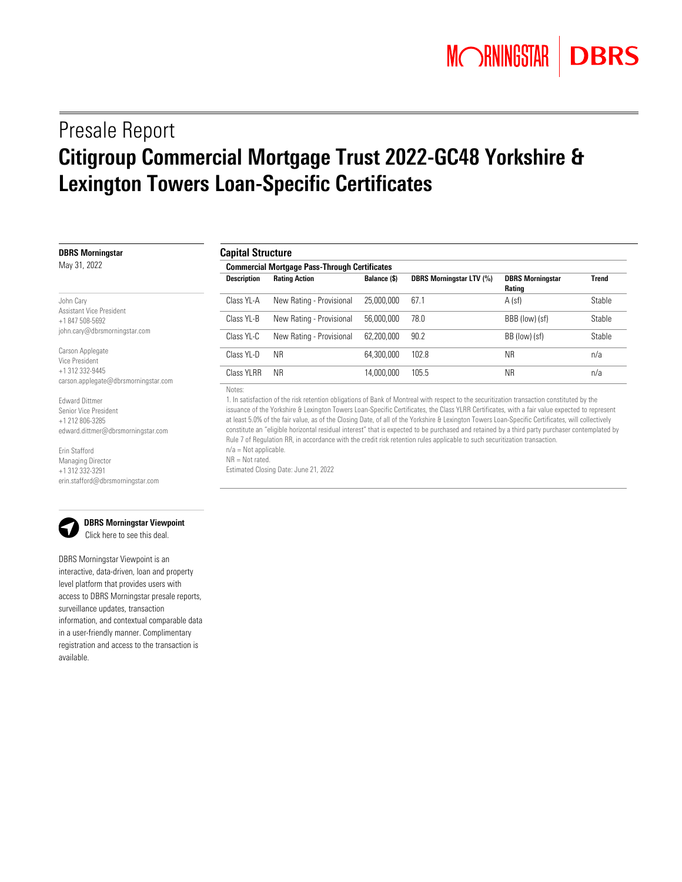# Presale Report

# Citigroup Commercial Mortgage Trust 2022-GC48 Yorkshire & Lexington Towers Loan-Specific Certificates

**DBRS Morningstar**

May 31, 2022

John Cary
Assistant Vice President
+1 847 508-5692
john.cary@dbrsmorningstar.com

Carson Applegate
Vice President
+1 312 332-9445
carson.applegate@dbrsmorningstar.com

Edward Dittmer
Senior Vice President
+1 212 806-3285
edward.dittmer@dbrsmorningstar.com

Erin Stafford
Managing Director
+1 312 332-3291
erin.stafford@dbrsmorningstar.com

**DBRS Morningstar Viewpoint**
Click here to see this deal.

DBRS Morningstar Viewpoint is an interactive, data-driven, loan and property level platform that provides users with access to DBRS Morningstar presale reports, surveillance updates, transaction information, and contextual comparable data in a user-friendly manner. Complimentary registration and access to the transaction is available.

## Capital Structure

**Commercial Mortgage Pass-Through Certificates**

| Description | Rating Action | Balance ($) | DBRS Morningstar LTV (%) | DBRS Morningstar Rating | Trend |
|---|---|---|---|---|---|
| Class YL-A | New Rating - Provisional | 25,000,000 | 67.1 | A (sf) | Stable |
| Class YL-B | New Rating - Provisional | 56,000,000 | 78.0 | BBB (low) (sf) | Stable |
| Class YL-C | New Rating - Provisional | 62,200,000 | 90.2 | BB (low) (sf) | Stable |
| Class YL-D | NR | 64,300,000 | 102.8 | NR | n/a |
| Class YLRR | NR | 14,000,000 | 105.5 | NR | n/a |

Notes:

1. In satisfaction of the risk retention obligations of Bank of Montreal with respect to the securitization transaction constituted by the issuance of the Yorkshire & Lexington Towers Loan-Specific Certificates, the Class YLRR Certificates, with a fair value expected to represent at least 5.0% of the fair value, as of the Closing Date, of all of the Yorkshire & Lexington Towers Loan-Specific Certificates, will collectively constitute an "eligible horizontal residual interest" that is expected to be purchased and retained by a third party purchaser contemplated by Rule 7 of Regulation RR, in accordance with the credit risk retention rules applicable to such securitization transaction.

n/a = Not applicable.

NR = Not rated.

Estimated Closing Date: June 21, 2022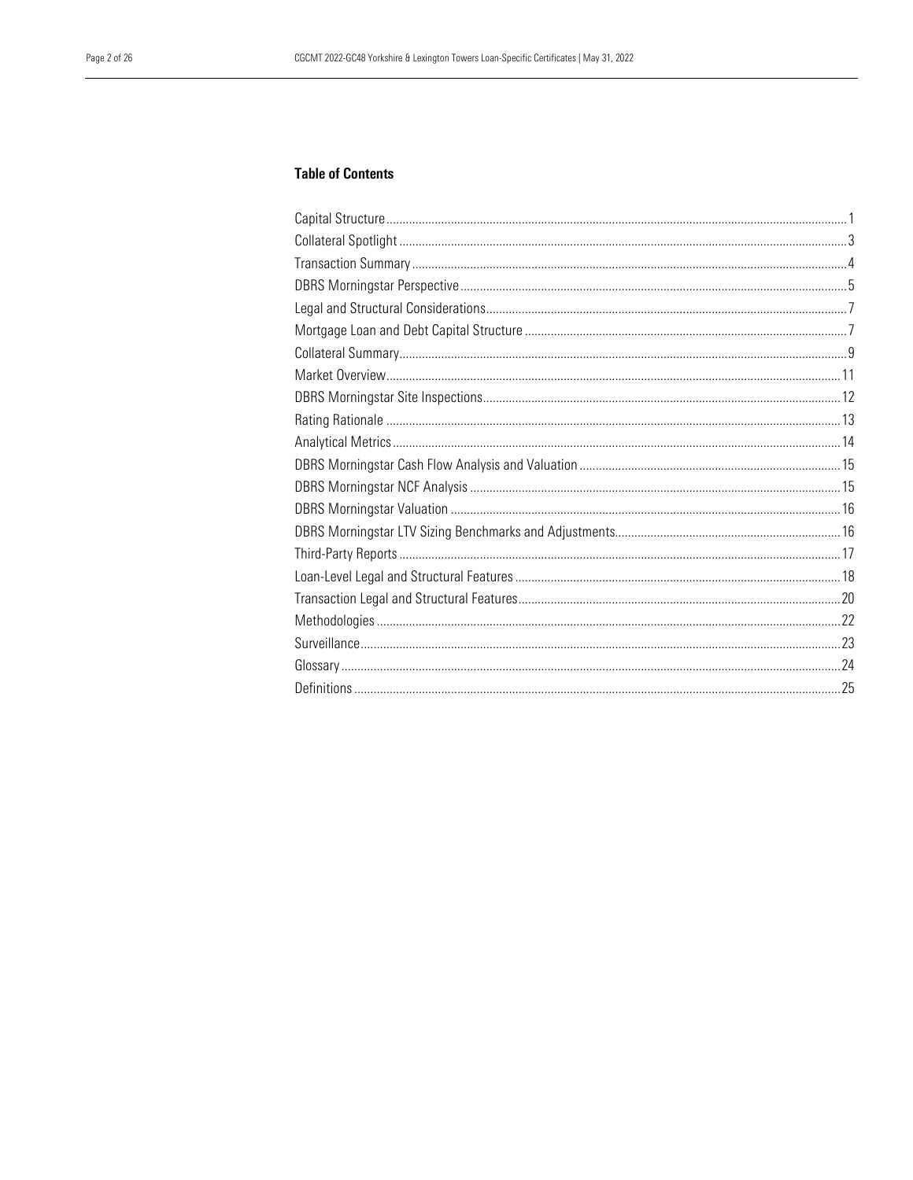## Table of Contents

| Section | Page |
|---|---|
| Capital Structure | 1 |
| Collateral Spotlight | 3 |
| Transaction Summary | 4 |
| DBRS Morningstar Perspective | 5 |
| Legal and Structural Considerations | 7 |
| Mortgage Loan and Debt Capital Structure | 7 |
| Collateral Summary | 9 |
| Market Overview | 11 |
| DBRS Morningstar Site Inspections | 12 |
| Rating Rationale | 13 |
| Analytical Metrics | 14 |
| DBRS Morningstar Cash Flow Analysis and Valuation | 15 |
| DBRS Morningstar NCF Analysis | 15 |
| DBRS Morningstar Valuation | 16 |
| DBRS Morningstar LTV Sizing Benchmarks and Adjustments | 16 |
| Third-Party Reports | 17 |
| Loan-Level Legal and Structural Features | 18 |
| Transaction Legal and Structural Features | 20 |
| Methodologies | 22 |
| Surveillance | 23 |
| Glossary | 24 |
| Definitions | 25 |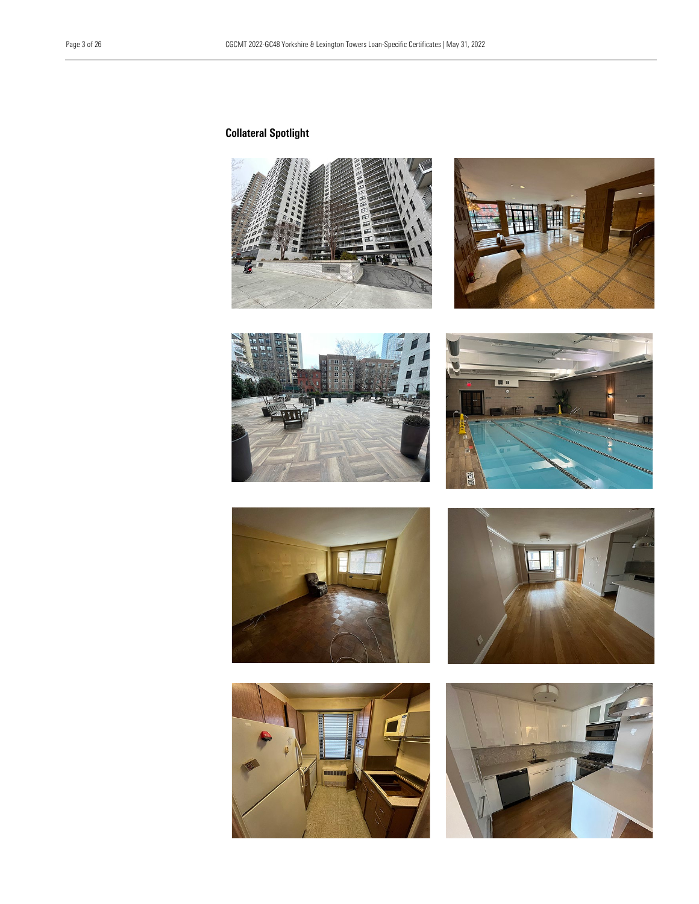## Collateral Spotlight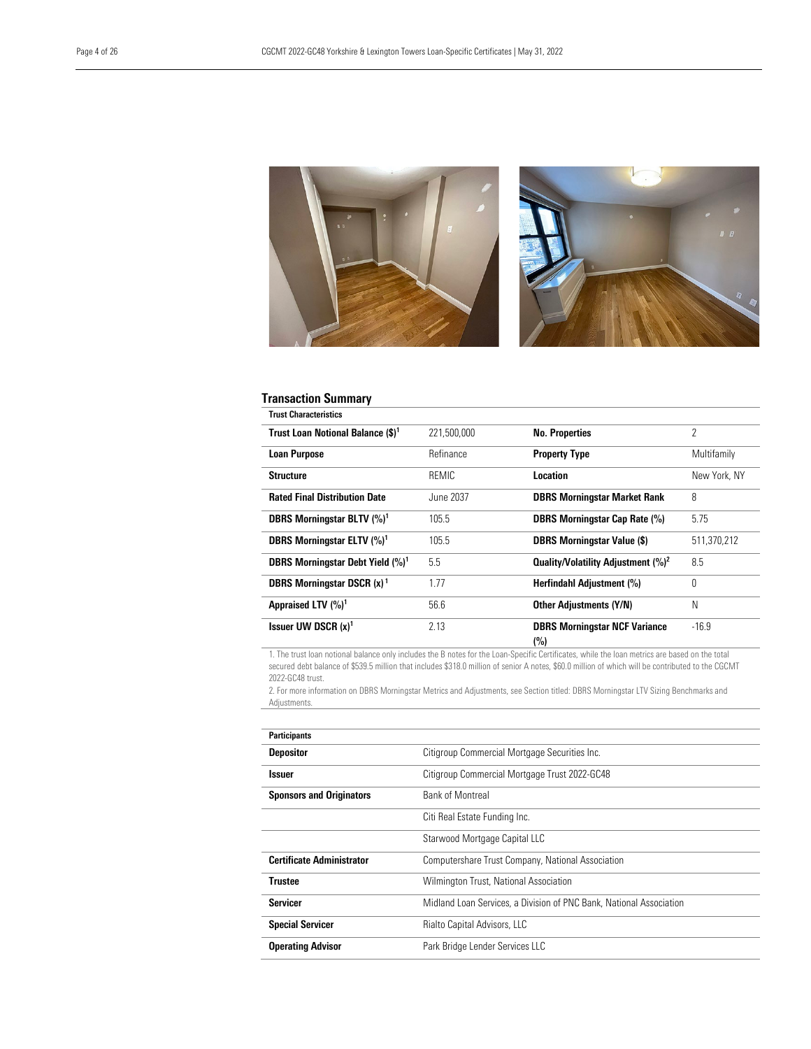## Transaction Summary

| Trust Characteristics | | | |
|---|---|---|---|
| **Trust Loan Notional Balance ($)**[1] | 221,500,000 | **No. Properties** | 2 |
| **Loan Purpose** | Refinance | **Property Type** | Multifamily |
| **Structure** | REMIC | **Location** | New York, NY |
| **Rated Final Distribution Date** | June 2037 | **DBRS Morningstar Market Rank** | 8 |
| **DBRS Morningstar BLTV (%)**[1] | 105.5 | **DBRS Morningstar Cap Rate (%)** | 5.75 |
| **DBRS Morningstar ELTV (%)**[1] | 105.5 | **DBRS Morningstar Value ($)** | 511,370,212 |
| **DBRS Morningstar Debt Yield (%)**[1] | 5.5 | **Quality/Volatility Adjustment (%)**[2] | 8.5 |
| **DBRS Morningstar DSCR (x)**[1] | 1.77 | **Herfindahl Adjustment (%)** | 0 |
| **Appraised LTV (%)**[1] | 56.6 | **Other Adjustments (Y/N)** | N |
| **Issuer UW DSCR (x)**[1] | 2.13 | **DBRS Morningstar NCF Variance (%)** | -16.9 |

1. The trust loan notional balance only includes the B notes for the Loan-Specific Certificates, while the loan metrics are based on the total secured debt balance of $539.5 million that includes $318.0 million of senior A notes, $60.0 million of which will be contributed to the CGCMT 2022-GC48 trust.

2. For more information on DBRS Morningstar Metrics and Adjustments, see Section titled: DBRS Morningstar LTV Sizing Benchmarks and Adjustments.

| Participants | |
|---|---|
| **Depositor** | Citigroup Commercial Mortgage Securities Inc. |
| **Issuer** | Citigroup Commercial Mortgage Trust 2022-GC48 |
| **Sponsors and Originators** | Bank of Montreal |
| | Citi Real Estate Funding Inc. |
| | Starwood Mortgage Capital LLC |
| **Certificate Administrator** | Computershare Trust Company, National Association |
| **Trustee** | Wilmington Trust, National Association |
| **Servicer** | Midland Loan Services, a Division of PNC Bank, National Association |
| **Special Servicer** | Rialto Capital Advisors, LLC |
| **Operating Advisor** | Park Bridge Lender Services LLC |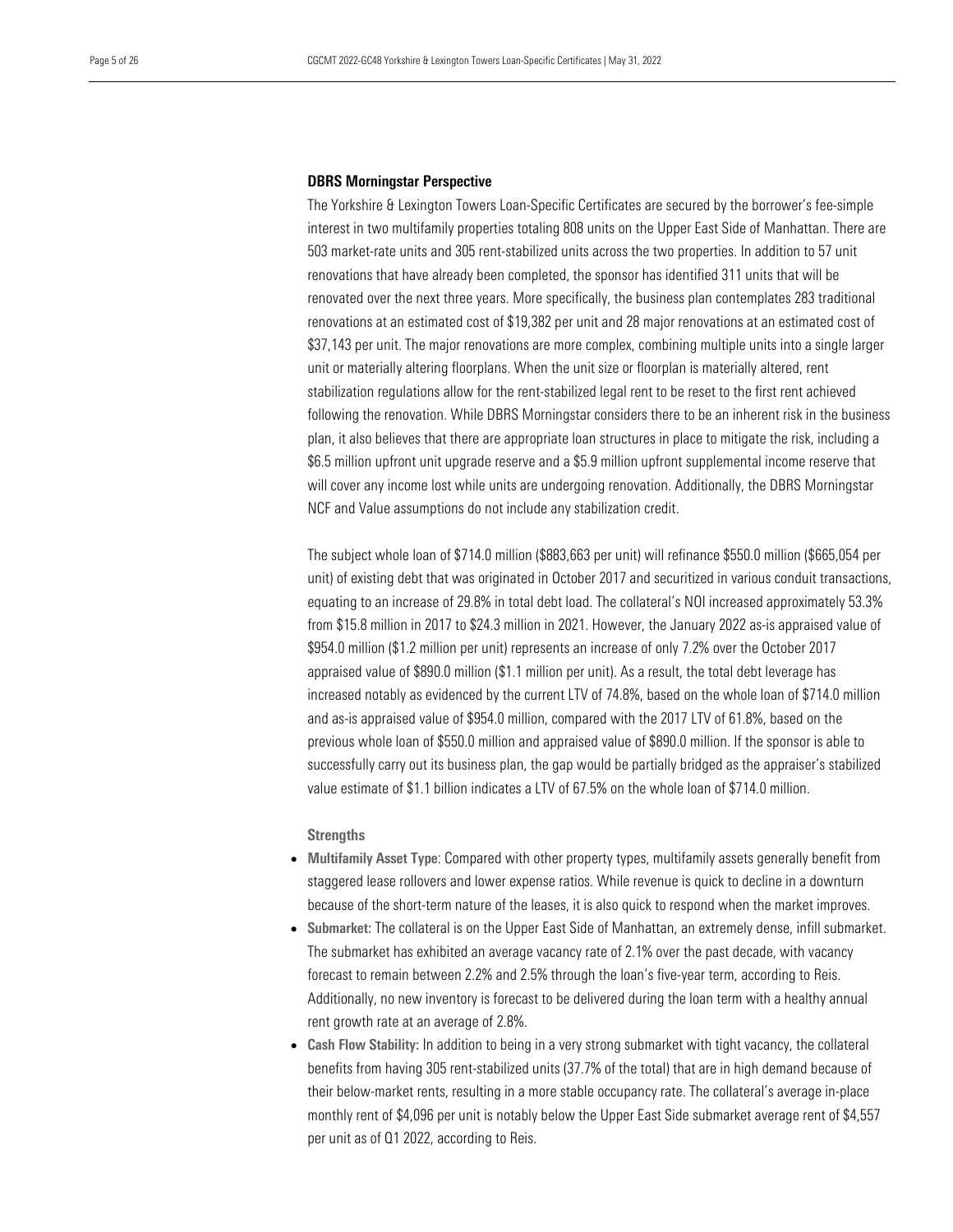### DBRS Morningstar Perspective

The Yorkshire & Lexington Towers Loan-Specific Certificates are secured by the borrower's fee-simple interest in two multifamily properties totaling 808 units on the Upper East Side of Manhattan. There are 503 market-rate units and 305 rent-stabilized units across the two properties. In addition to 57 unit renovations that have already been completed, the sponsor has identified 311 units that will be renovated over the next three years. More specifically, the business plan contemplates 283 traditional renovations at an estimated cost of $19,382 per unit and 28 major renovations at an estimated cost of $37,143 per unit. The major renovations are more complex, combining multiple units into a single larger unit or materially altering floorplans. When the unit size or floorplan is materially altered, rent stabilization regulations allow for the rent-stabilized legal rent to be reset to the first rent achieved following the renovation. While DBRS Morningstar considers there to be an inherent risk in the business plan, it also believes that there are appropriate loan structures in place to mitigate the risk, including a $6.5 million upfront unit upgrade reserve and a $5.9 million upfront supplemental income reserve that will cover any income lost while units are undergoing renovation. Additionally, the DBRS Morningstar NCF and Value assumptions do not include any stabilization credit.

The subject whole loan of $714.0 million ($883,663 per unit) will refinance $550.0 million ($665,054 per unit) of existing debt that was originated in October 2017 and securitized in various conduit transactions, equating to an increase of 29.8% in total debt load. The collateral's NOI increased approximately 53.3% from $15.8 million in 2017 to $24.3 million in 2021. However, the January 2022 as-is appraised value of $954.0 million ($1.2 million per unit) represents an increase of only 7.2% over the October 2017 appraised value of $890.0 million ($1.1 million per unit). As a result, the total debt leverage has increased notably as evidenced by the current LTV of 74.8%, based on the whole loan of $714.0 million and as-is appraised value of $954.0 million, compared with the 2017 LTV of 61.8%, based on the previous whole loan of $550.0 million and appraised value of $890.0 million. If the sponsor is able to successfully carry out its business plan, the gap would be partially bridged as the appraiser's stabilized value estimate of $1.1 billion indicates a LTV of 67.5% on the whole loan of $714.0 million.

#### Strengths

- **Multifamily Asset Type**: Compared with other property types, multifamily assets generally benefit from staggered lease rollovers and lower expense ratios. While revenue is quick to decline in a downturn because of the short-term nature of the leases, it is also quick to respond when the market improves.
- **Submarket:** The collateral is on the Upper East Side of Manhattan, an extremely dense, infill submarket. The submarket has exhibited an average vacancy rate of 2.1% over the past decade, with vacancy forecast to remain between 2.2% and 2.5% through the loan's five-year term, according to Reis. Additionally, no new inventory is forecast to be delivered during the loan term with a healthy annual rent growth rate at an average of 2.8%.
- **Cash Flow Stability:** In addition to being in a very strong submarket with tight vacancy, the collateral benefits from having 305 rent-stabilized units (37.7% of the total) that are in high demand because of their below-market rents, resulting in a more stable occupancy rate. The collateral's average in-place monthly rent of $4,096 per unit is notably below the Upper East Side submarket average rent of $4,557 per unit as of Q1 2022, according to Reis.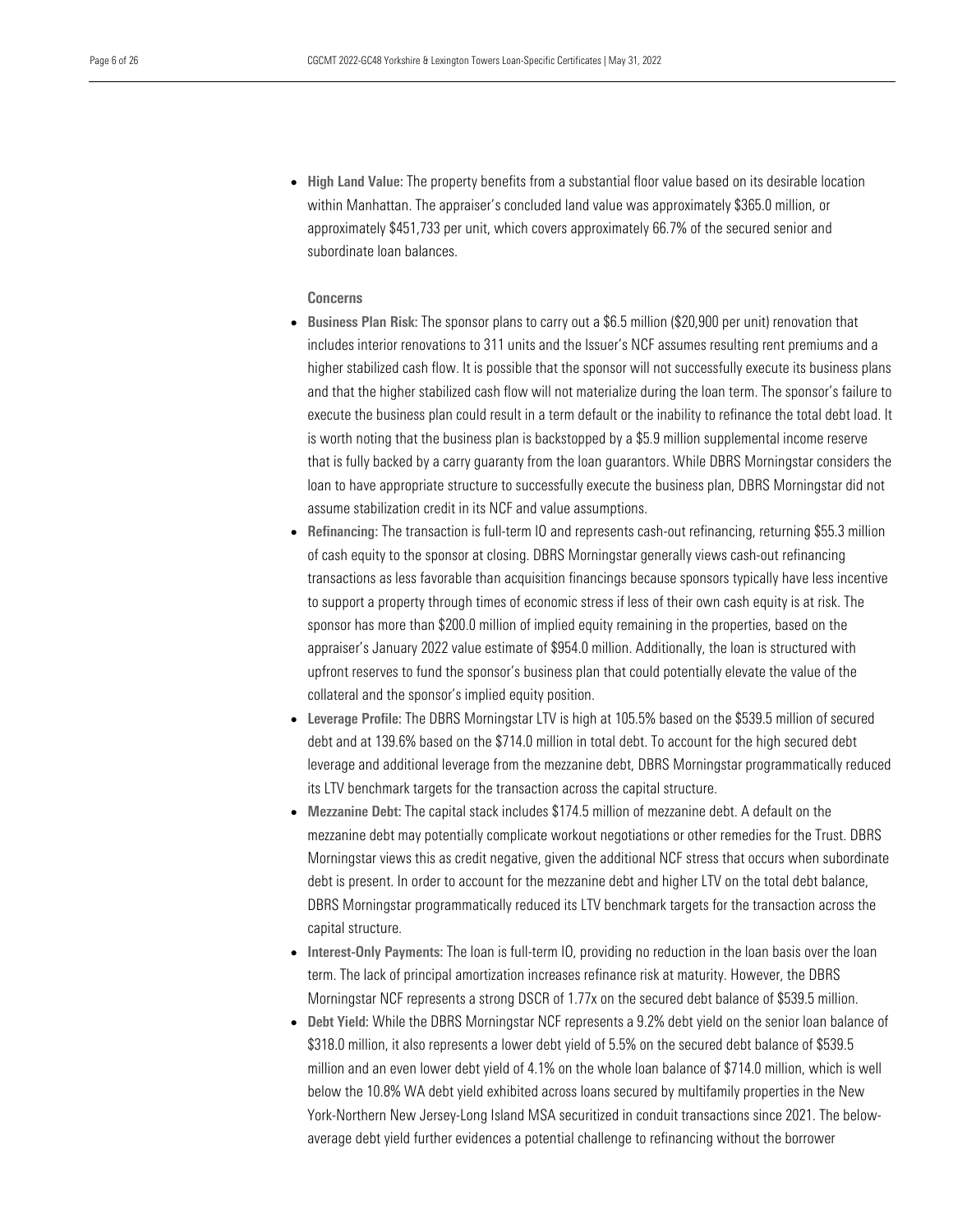- **High Land Value:** The property benefits from a substantial floor value based on its desirable location within Manhattan. The appraiser's concluded land value was approximately $365.0 million, or approximately $451,733 per unit, which covers approximately 66.7% of the secured senior and subordinate loan balances.

**Concerns**

- **Business Plan Risk:** The sponsor plans to carry out a $6.5 million ($20,900 per unit) renovation that includes interior renovations to 311 units and the Issuer's NCF assumes resulting rent premiums and a higher stabilized cash flow. It is possible that the sponsor will not successfully execute its business plans and that the higher stabilized cash flow will not materialize during the loan term. The sponsor's failure to execute the business plan could result in a term default or the inability to refinance the total debt load. It is worth noting that the business plan is backstopped by a $5.9 million supplemental income reserve that is fully backed by a carry guaranty from the loan guarantors. While DBRS Morningstar considers the loan to have appropriate structure to successfully execute the business plan, DBRS Morningstar did not assume stabilization credit in its NCF and value assumptions.
- **Refinancing:** The transaction is full-term IO and represents cash-out refinancing, returning $55.3 million of cash equity to the sponsor at closing. DBRS Morningstar generally views cash-out refinancing transactions as less favorable than acquisition financings because sponsors typically have less incentive to support a property through times of economic stress if less of their own cash equity is at risk. The sponsor has more than $200.0 million of implied equity remaining in the properties, based on the appraiser's January 2022 value estimate of $954.0 million. Additionally, the loan is structured with upfront reserves to fund the sponsor's business plan that could potentially elevate the value of the collateral and the sponsor's implied equity position.
- **Leverage Profile:** The DBRS Morningstar LTV is high at 105.5% based on the $539.5 million of secured debt and at 139.6% based on the $714.0 million in total debt. To account for the high secured debt leverage and additional leverage from the mezzanine debt, DBRS Morningstar programmatically reduced its LTV benchmark targets for the transaction across the capital structure.
- **Mezzanine Debt:** The capital stack includes $174.5 million of mezzanine debt. A default on the mezzanine debt may potentially complicate workout negotiations or other remedies for the Trust. DBRS Morningstar views this as credit negative, given the additional NCF stress that occurs when subordinate debt is present. In order to account for the mezzanine debt and higher LTV on the total debt balance, DBRS Morningstar programmatically reduced its LTV benchmark targets for the transaction across the capital structure.
- **Interest-Only Payments:** The loan is full-term IO, providing no reduction in the loan basis over the loan term. The lack of principal amortization increases refinance risk at maturity. However, the DBRS Morningstar NCF represents a strong DSCR of 1.77x on the secured debt balance of $539.5 million.
- **Debt Yield:** While the DBRS Morningstar NCF represents a 9.2% debt yield on the senior loan balance of $318.0 million, it also represents a lower debt yield of 5.5% on the secured debt balance of $539.5 million and an even lower debt yield of 4.1% on the whole loan balance of $714.0 million, which is well below the 10.8% WA debt yield exhibited across loans secured by multifamily properties in the New York-Northern New Jersey-Long Island MSA securitized in conduit transactions since 2021. The below-average debt yield further evidences a potential challenge to refinancing without the borrower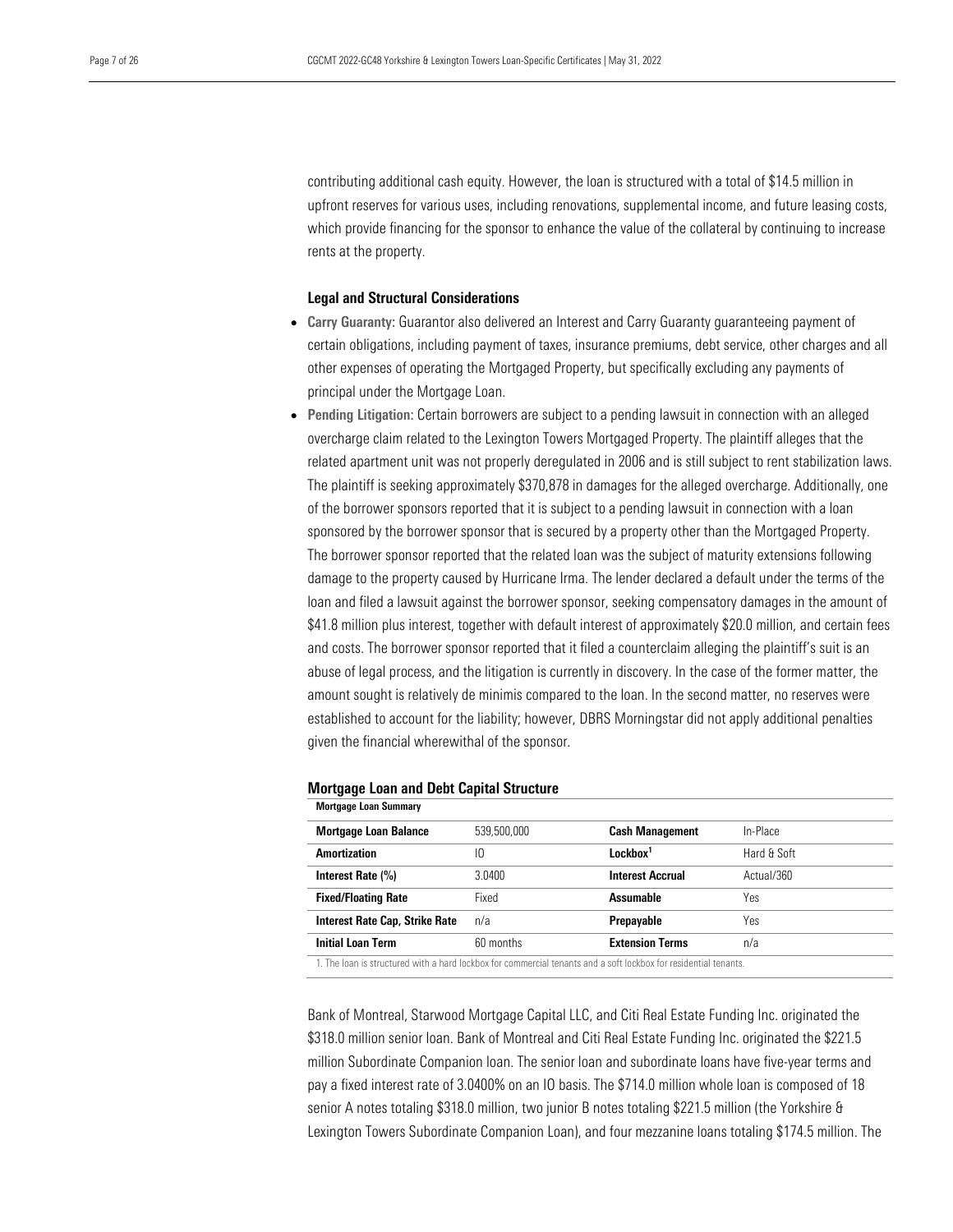contributing additional cash equity. However, the loan is structured with a total of $14.5 million in upfront reserves for various uses, including renovations, supplemental income, and future leasing costs, which provide financing for the sponsor to enhance the value of the collateral by continuing to increase rents at the property.

### Legal and Structural Considerations

- **Carry Guaranty:** Guarantor also delivered an Interest and Carry Guaranty guaranteeing payment of certain obligations, including payment of taxes, insurance premiums, debt service, other charges and all other expenses of operating the Mortgaged Property, but specifically excluding any payments of principal under the Mortgage Loan.
- **Pending Litigation:** Certain borrowers are subject to a pending lawsuit in connection with an alleged overcharge claim related to the Lexington Towers Mortgaged Property. The plaintiff alleges that the related apartment unit was not properly deregulated in 2006 and is still subject to rent stabilization laws. The plaintiff is seeking approximately $370,878 in damages for the alleged overcharge. Additionally, one of the borrower sponsors reported that it is subject to a pending lawsuit in connection with a loan sponsored by the borrower sponsor that is secured by a property other than the Mortgaged Property. The borrower sponsor reported that the related loan was the subject of maturity extensions following damage to the property caused by Hurricane Irma. The lender declared a default under the terms of the loan and filed a lawsuit against the borrower sponsor, seeking compensatory damages in the amount of $41.8 million plus interest, together with default interest of approximately $20.0 million, and certain fees and costs. The borrower sponsor reported that it filed a counterclaim alleging the plaintiff's suit is an abuse of legal process, and the litigation is currently in discovery. In the case of the former matter, the amount sought is relatively de minimis compared to the loan. In the second matter, no reserves were established to account for the liability; however, DBRS Morningstar did not apply additional penalties given the financial wherewithal of the sponsor.

### Mortgage Loan and Debt Capital Structure

**Mortgage Loan Summary**

| Mortgage Loan Balance | 539,500,000 | Cash Management | In-Place |
|---|---|---|---|
| Amortization | IO | Lockbox[1] | Hard & Soft |
| Interest Rate (%) | 3.0400 | Interest Accrual | Actual/360 |
| Fixed/Floating Rate | Fixed | Assumable | Yes |
| Interest Rate Cap, Strike Rate | n/a | Prepayable | Yes |
| Initial Loan Term | 60 months | Extension Terms | n/a |

1. The loan is structured with a hard lockbox for commercial tenants and a soft lockbox for residential tenants.

Bank of Montreal, Starwood Mortgage Capital LLC, and Citi Real Estate Funding Inc. originated the $318.0 million senior loan. Bank of Montreal and Citi Real Estate Funding Inc. originated the $221.5 million Subordinate Companion loan. The senior loan and subordinate loans have five-year terms and pay a fixed interest rate of 3.0400% on an IO basis. The $714.0 million whole loan is composed of 18 senior A notes totaling $318.0 million, two junior B notes totaling $221.5 million (the Yorkshire & Lexington Towers Subordinate Companion Loan), and four mezzanine loans totaling $174.5 million. The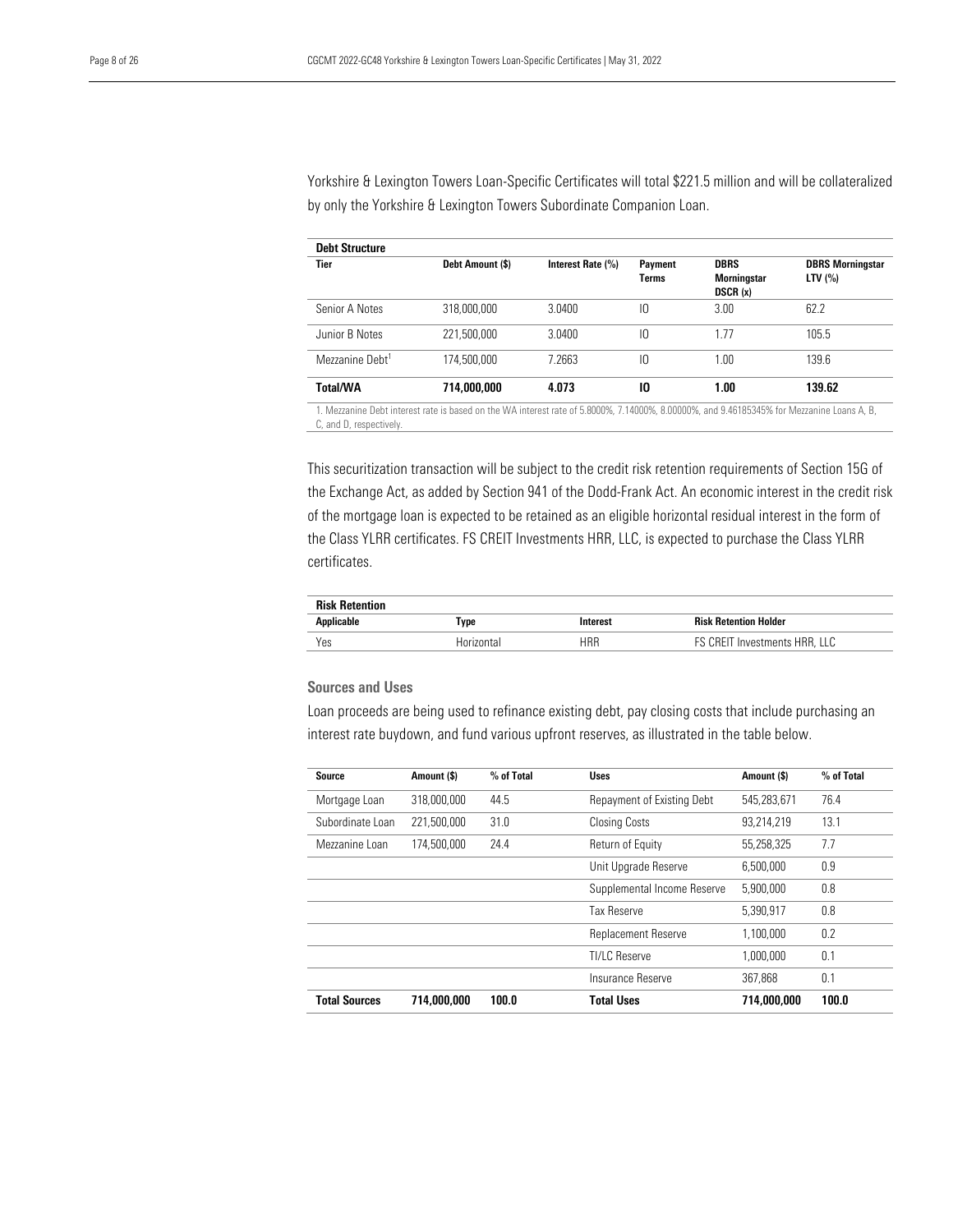Yorkshire & Lexington Towers Loan-Specific Certificates will total $221.5 million and will be collateralized by only the Yorkshire & Lexington Towers Subordinate Companion Loan.

**Debt Structure**

| Tier | Debt Amount ($) | Interest Rate (%) | Payment Terms | DBRS Morningstar DSCR (x) | DBRS Morningstar LTV (%) |
|---|---|---|---|---|---|
| Senior A Notes | 318,000,000 | 3.0400 | IO | 3.00 | 62.2 |
| Junior B Notes | 221,500,000 | 3.0400 | IO | 1.77 | 105.5 |
| Mezzanine Debt[1] | 174,500,000 | 7.2663 | IO | 1.00 | 139.6 |
| **Total/WA** | **714,000,000** | **4.073** | **IO** | **1.00** | **139.62** |

1. Mezzanine Debt interest rate is based on the WA interest rate of 5.8000%, 7.14000%, 8.00000%, and 9.46185345% for Mezzanine Loans A, B, C, and D, respectively.

This securitization transaction will be subject to the credit risk retention requirements of Section 15G of the Exchange Act, as added by Section 941 of the Dodd-Frank Act. An economic interest in the credit risk of the mortgage loan is expected to be retained as an eligible horizontal residual interest in the form of the Class YLRR certificates. FS CREIT Investments HRR, LLC, is expected to purchase the Class YLRR certificates.

**Risk Retention**

| Applicable | Type | Interest | Risk Retention Holder |
|---|---|---|---|
| Yes | Horizontal | HRR | FS CREIT Investments HRR, LLC |

### Sources and Uses

Loan proceeds are being used to refinance existing debt, pay closing costs that include purchasing an interest rate buydown, and fund various upfront reserves, as illustrated in the table below.

| Source | Amount ($) | % of Total | Uses | Amount ($) | % of Total |
|---|---|---|---|---|---|
| Mortgage Loan | 318,000,000 | 44.5 | Repayment of Existing Debt | 545,283,671 | 76.4 |
| Subordinate Loan | 221,500,000 | 31.0 | Closing Costs | 93,214,219 | 13.1 |
| Mezzanine Loan | 174,500,000 | 24.4 | Return of Equity | 55,258,325 | 7.7 |
| | | | Unit Upgrade Reserve | 6,500,000 | 0.9 |
| | | | Supplemental Income Reserve | 5,900,000 | 0.8 |
| | | | Tax Reserve | 5,390,917 | 0.8 |
| | | | Replacement Reserve | 1,100,000 | 0.2 |
| | | | TI/LC Reserve | 1,000,000 | 0.1 |
| | | | Insurance Reserve | 367,868 | 0.1 |
| **Total Sources** | **714,000,000** | **100.0** | **Total Uses** | **714,000,000** | **100.0** |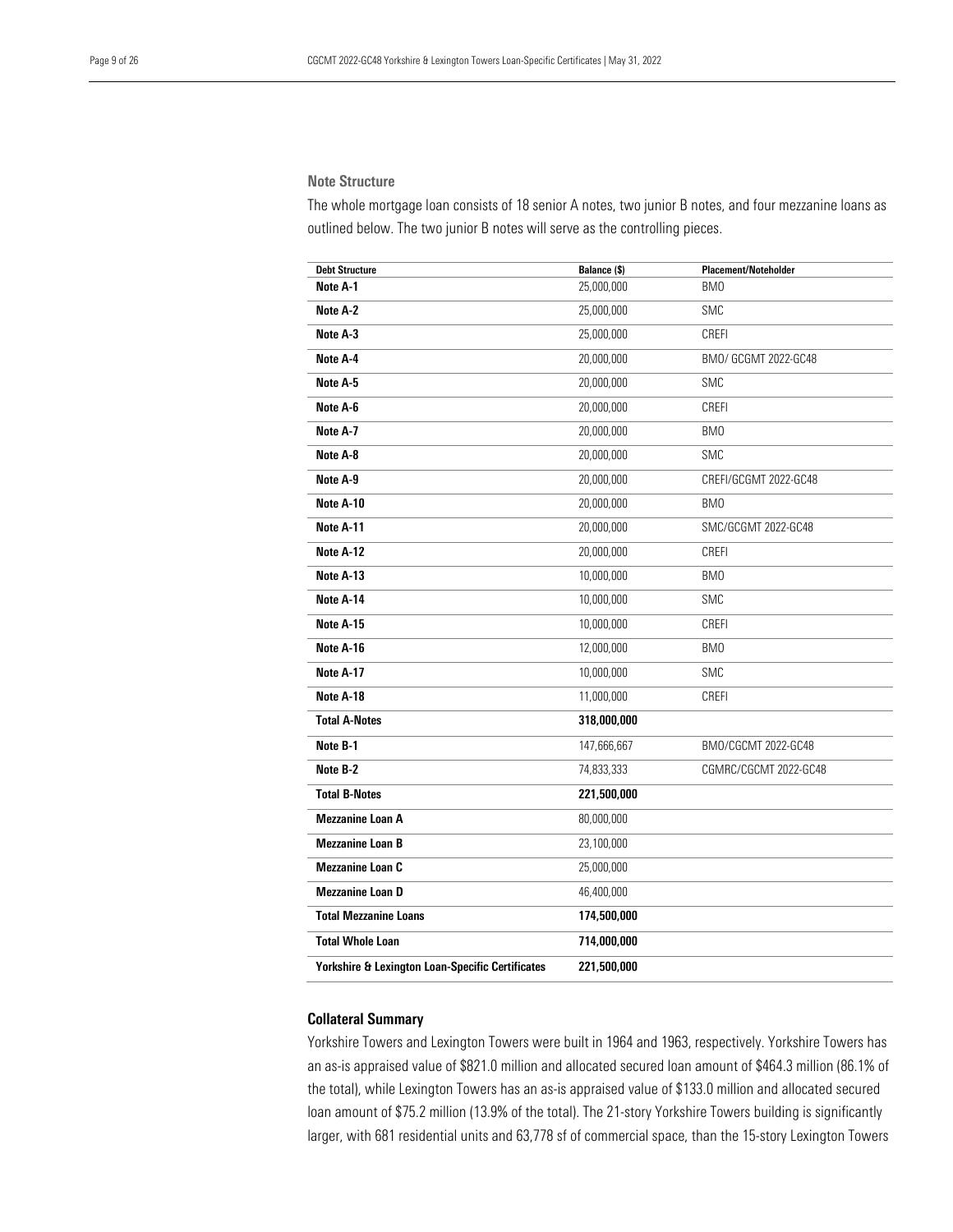### Note Structure

The whole mortgage loan consists of 18 senior A notes, two junior B notes, and four mezzanine loans as outlined below. The two junior B notes will serve as the controlling pieces.

| Debt Structure | Balance ($) | Placement/Noteholder |
|---|---|---|
| **Note A-1** | 25,000,000 | BMO |
| **Note A-2** | 25,000,000 | SMC |
| **Note A-3** | 25,000,000 | CREFI |
| **Note A-4** | 20,000,000 | BMO/ GCGMT 2022-GC48 |
| **Note A-5** | 20,000,000 | SMC |
| **Note A-6** | 20,000,000 | CREFI |
| **Note A-7** | 20,000,000 | BMO |
| **Note A-8** | 20,000,000 | SMC |
| **Note A-9** | 20,000,000 | CREFI/GCGMT 2022-GC48 |
| **Note A-10** | 20,000,000 | BMO |
| **Note A-11** | 20,000,000 | SMC/GCGMT 2022-GC48 |
| **Note A-12** | 20,000,000 | CREFI |
| **Note A-13** | 10,000,000 | BMO |
| **Note A-14** | 10,000,000 | SMC |
| **Note A-15** | 10,000,000 | CREFI |
| **Note A-16** | 12,000,000 | BMO |
| **Note A-17** | 10,000,000 | SMC |
| **Note A-18** | 11,000,000 | CREFI |
| **Total A-Notes** | **318,000,000** | |
| **Note B-1** | 147,666,667 | BMO/CGCMT 2022-GC48 |
| **Note B-2** | 74,833,333 | CGMRC/CGCMT 2022-GC48 |
| **Total B-Notes** | **221,500,000** | |
| **Mezzanine Loan A** | 80,000,000 | |
| **Mezzanine Loan B** | 23,100,000 | |
| **Mezzanine Loan C** | 25,000,000 | |
| **Mezzanine Loan D** | 46,400,000 | |
| **Total Mezzanine Loans** | **174,500,000** | |
| **Total Whole Loan** | **714,000,000** | |
| **Yorkshire & Lexington Loan-Specific Certificates** | **221,500,000** | |

### Collateral Summary

Yorkshire Towers and Lexington Towers were built in 1964 and 1963, respectively. Yorkshire Towers has an as-is appraised value of $821.0 million and allocated secured loan amount of $464.3 million (86.1% of the total), while Lexington Towers has an as-is appraised value of $133.0 million and allocated secured loan amount of $75.2 million (13.9% of the total). The 21-story Yorkshire Towers building is significantly larger, with 681 residential units and 63,778 sf of commercial space, than the 15-story Lexington Towers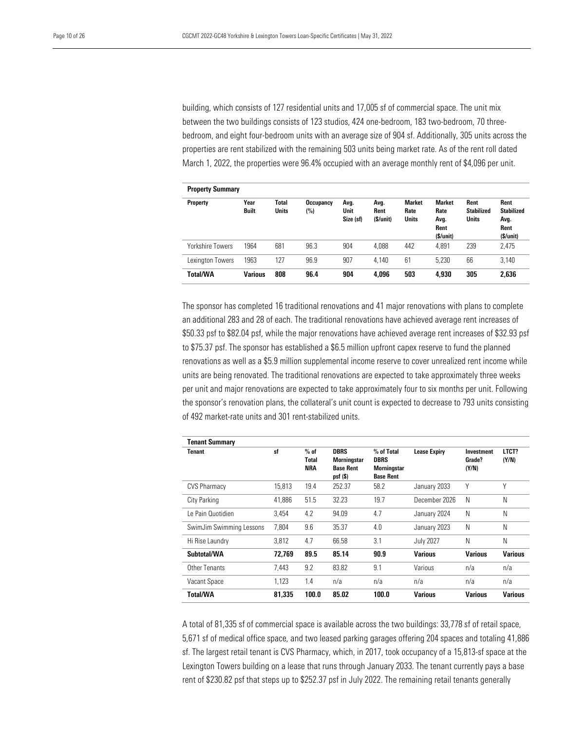building, which consists of 127 residential units and 17,005 sf of commercial space. The unit mix between the two buildings consists of 123 studios, 424 one-bedroom, 183 two-bedroom, 70 three-bedroom, and eight four-bedroom units with an average size of 904 sf. Additionally, 305 units across the properties are rent stabilized with the remaining 503 units being market rate. As of the rent roll dated March 1, 2022, the properties were 96.4% occupied with an average monthly rent of $4,096 per unit.

**Property Summary**

| Property | Year Built | Total Units | Occupancy (%) | Avg. Unit Size (sf) | Avg. Rent ($/unit) | Market Rate Units | Market Rate Avg. Rent ($/unit) | Rent Stabilized Units | Rent Stabilized Avg. Rent ($/unit) |
|---|---|---|---|---|---|---|---|---|---|
| Yorkshire Towers | 1964 | 681 | 96.3 | 904 | 4,088 | 442 | 4,891 | 239 | 2,475 |
| Lexington Towers | 1963 | 127 | 96.9 | 907 | 4,140 | 61 | 5,230 | 66 | 3,140 |
| **Total/WA** | **Various** | **808** | **96.4** | **904** | **4,096** | **503** | **4,930** | **305** | **2,636** |

The sponsor has completed 16 traditional renovations and 41 major renovations with plans to complete an additional 283 and 28 of each. The traditional renovations have achieved average rent increases of $50.33 psf to $82.04 psf, while the major renovations have achieved average rent increases of $32.93 psf to $75.37 psf. The sponsor has established a $6.5 million upfront capex reserve to fund the planned renovations as well as a $5.9 million supplemental income reserve to cover unrealized rent income while units are being renovated. The traditional renovations are expected to take approximately three weeks per unit and major renovations are expected to take approximately four to six months per unit. Following the sponsor's renovation plans, the collateral's unit count is expected to decrease to 793 units consisting of 492 market-rate units and 301 rent-stabilized units.

**Tenant Summary**

| Tenant | sf | % of Total NRA | DBRS Morningstar Base Rent psf ($) | % of Total DBRS Morningstar Base Rent | Lease Expiry | Investment Grade? (Y/N) | LTCT? (Y/N) |
|---|---|---|---|---|---|---|---|
| CVS Pharmacy | 15,813 | 19.4 | 252.37 | 58.2 | January 2033 | Y | Y |
| City Parking | 41,886 | 51.5 | 32.23 | 19.7 | December 2026 | N | N |
| Le Pain Quotidien | 3,454 | 4.2 | 94.09 | 4.7 | January 2024 | N | N |
| SwimJim Swimming Lessons | 7,804 | 9.6 | 35.37 | 4.0 | January 2023 | N | N |
| Hi Rise Laundry | 3,812 | 4.7 | 66.58 | 3.1 | July 2027 | N | N |
| **Subtotal/WA** | **72,769** | **89.5** | **85.14** | **90.9** | **Various** | **Various** | **Various** |
| Other Tenants | 7,443 | 9.2 | 83.82 | 9.1 | Various | n/a | n/a |
| Vacant Space | 1,123 | 1.4 | n/a | n/a | n/a | n/a | n/a |
| **Total/WA** | **81,335** | **100.0** | **85.02** | **100.0** | **Various** | **Various** | **Various** |

A total of 81,335 sf of commercial space is available across the two buildings: 33,778 sf of retail space, 5,671 sf of medical office space, and two leased parking garages offering 204 spaces and totaling 41,886 sf. The largest retail tenant is CVS Pharmacy, which, in 2017, took occupancy of a 15,813-sf space at the Lexington Towers building on a lease that runs through January 2033. The tenant currently pays a base rent of $230.82 psf that steps up to $252.37 psf in July 2022. The remaining retail tenants generally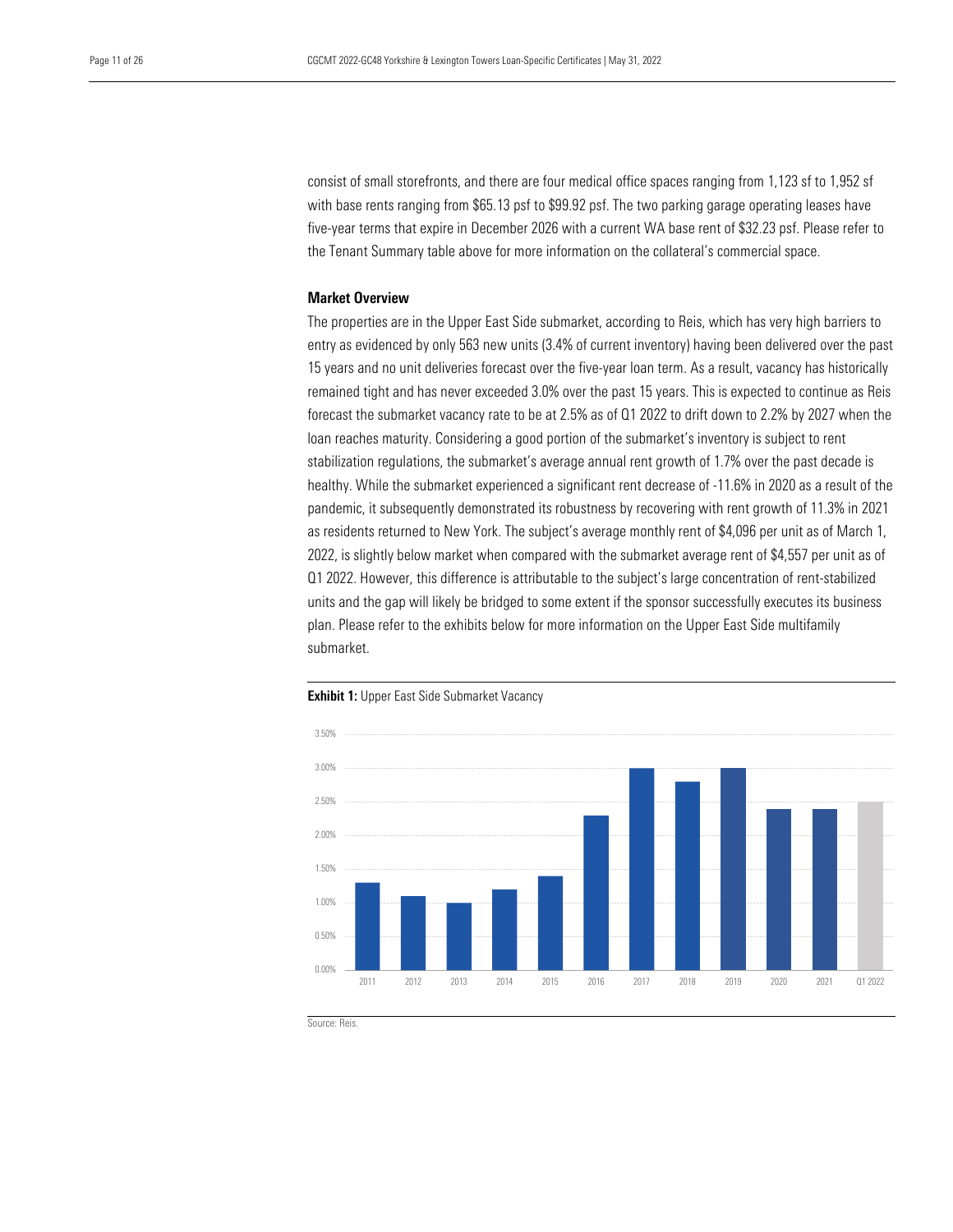consist of small storefronts, and there are four medical office spaces ranging from 1,123 sf to 1,952 sf with base rents ranging from $65.13 psf to $99.92 psf. The two parking garage operating leases have five-year terms that expire in December 2026 with a current WA base rent of $32.23 psf. Please refer to the Tenant Summary table above for more information on the collateral's commercial space.

### Market Overview

The properties are in the Upper East Side submarket, according to Reis, which has very high barriers to entry as evidenced by only 563 new units (3.4% of current inventory) having been delivered over the past 15 years and no unit deliveries forecast over the five-year loan term. As a result, vacancy has historically remained tight and has never exceeded 3.0% over the past 15 years. This is expected to continue as Reis forecast the submarket vacancy rate to be at 2.5% as of Q1 2022 to drift down to 2.2% by 2027 when the loan reaches maturity. Considering a good portion of the submarket's inventory is subject to rent stabilization regulations, the submarket's average annual rent growth of 1.7% over the past decade is healthy. While the submarket experienced a significant rent decrease of -11.6% in 2020 as a result of the pandemic, it subsequently demonstrated its robustness by recovering with rent growth of 11.3% in 2021 as residents returned to New York. The subject's average monthly rent of $4,096 per unit as of March 1, 2022, is slightly below market when compared with the submarket average rent of $4,557 per unit as of Q1 2022. However, this difference is attributable to the subject's large concentration of rent-stabilized units and the gap will likely be bridged to some extent if the sponsor successfully executes its business plan. Please refer to the exhibits below for more information on the Upper East Side multifamily submarket.

**Exhibit 1:** Upper East Side Submarket Vacancy

| Year | Vacancy |
|---|---|
| 2011 | 1.30% |
| 2012 | 1.10% |
| 2013 | 1.00% |
| 2014 | 1.20% |
| 2015 | 1.40% |
| 2016 | 2.30% |
| 2017 | 3.00% |
| 2018 | 2.80% |
| 2019 | 3.00% |
| 2020 | 2.40% |
| 2021 | 2.40% |
| Q1 2022 | 2.50% |

Source: Reis.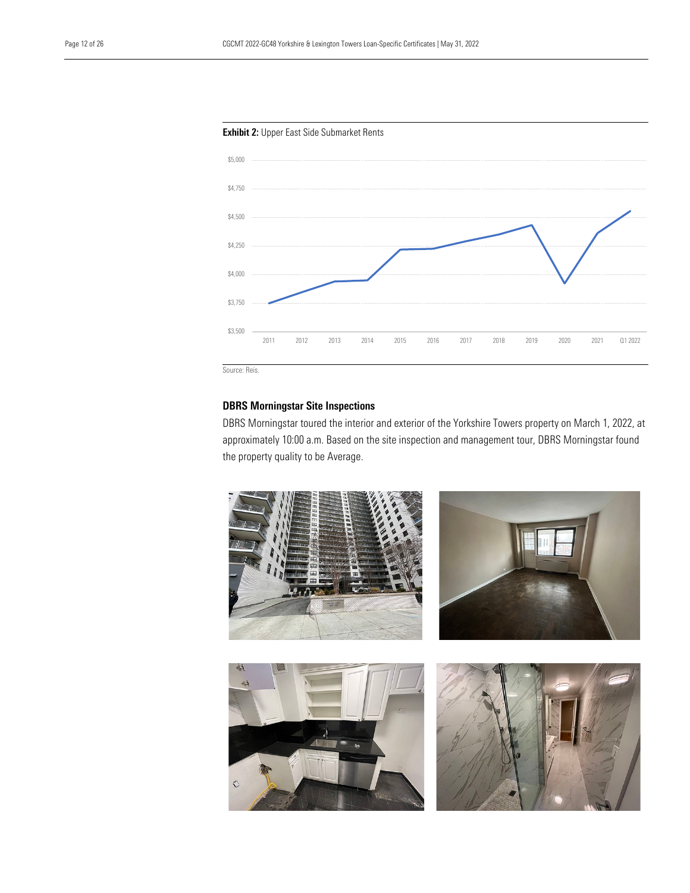**Exhibit 2:** Upper East Side Submarket Rents

Source: Reis.

### DBRS Morningstar Site Inspections

DBRS Morningstar toured the interior and exterior of the Yorkshire Towers property on March 1, 2022, at approximately 10:00 a.m. Based on the site inspection and management tour, DBRS Morningstar found the property quality to be Average.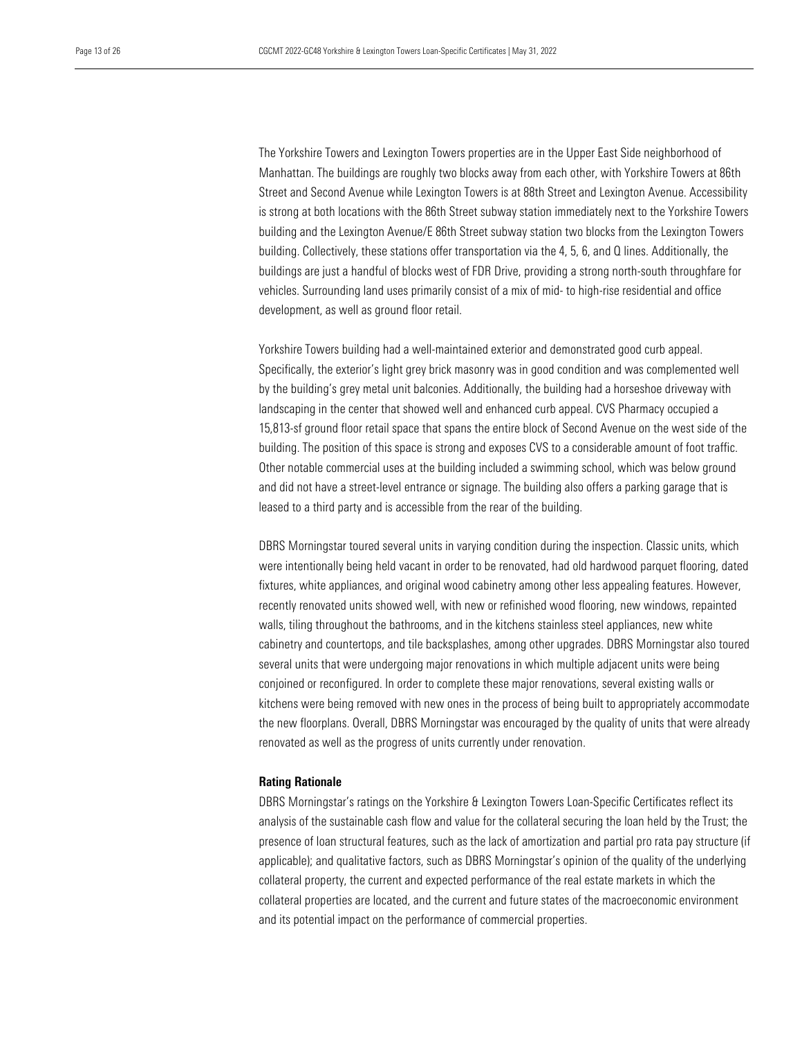The Yorkshire Towers and Lexington Towers properties are in the Upper East Side neighborhood of Manhattan. The buildings are roughly two blocks away from each other, with Yorkshire Towers at 86th Street and Second Avenue while Lexington Towers is at 88th Street and Lexington Avenue. Accessibility is strong at both locations with the 86th Street subway station immediately next to the Yorkshire Towers building and the Lexington Avenue/E 86th Street subway station two blocks from the Lexington Towers building. Collectively, these stations offer transportation via the 4, 5, 6, and Q lines. Additionally, the buildings are just a handful of blocks west of FDR Drive, providing a strong north-south throughfare for vehicles. Surrounding land uses primarily consist of a mix of mid- to high-rise residential and office development, as well as ground floor retail.

Yorkshire Towers building had a well-maintained exterior and demonstrated good curb appeal. Specifically, the exterior's light grey brick masonry was in good condition and was complemented well by the building's grey metal unit balconies. Additionally, the building had a horseshoe driveway with landscaping in the center that showed well and enhanced curb appeal. CVS Pharmacy occupied a 15,813-sf ground floor retail space that spans the entire block of Second Avenue on the west side of the building. The position of this space is strong and exposes CVS to a considerable amount of foot traffic. Other notable commercial uses at the building included a swimming school, which was below ground and did not have a street-level entrance or signage. The building also offers a parking garage that is leased to a third party and is accessible from the rear of the building.

DBRS Morningstar toured several units in varying condition during the inspection. Classic units, which were intentionally being held vacant in order to be renovated, had old hardwood parquet flooring, dated fixtures, white appliances, and original wood cabinetry among other less appealing features. However, recently renovated units showed well, with new or refinished wood flooring, new windows, repainted walls, tiling throughout the bathrooms, and in the kitchens stainless steel appliances, new white cabinetry and countertops, and tile backsplashes, among other upgrades. DBRS Morningstar also toured several units that were undergoing major renovations in which multiple adjacent units were being conjoined or reconfigured. In order to complete these major renovations, several existing walls or kitchens were being removed with new ones in the process of being built to appropriately accommodate the new floorplans. Overall, DBRS Morningstar was encouraged by the quality of units that were already renovated as well as the progress of units currently under renovation.

**Rating Rationale**

DBRS Morningstar's ratings on the Yorkshire & Lexington Towers Loan-Specific Certificates reflect its analysis of the sustainable cash flow and value for the collateral securing the loan held by the Trust; the presence of loan structural features, such as the lack of amortization and partial pro rata pay structure (if applicable); and qualitative factors, such as DBRS Morningstar's opinion of the quality of the underlying collateral property, the current and expected performance of the real estate markets in which the collateral properties are located, and the current and future states of the macroeconomic environment and its potential impact on the performance of commercial properties.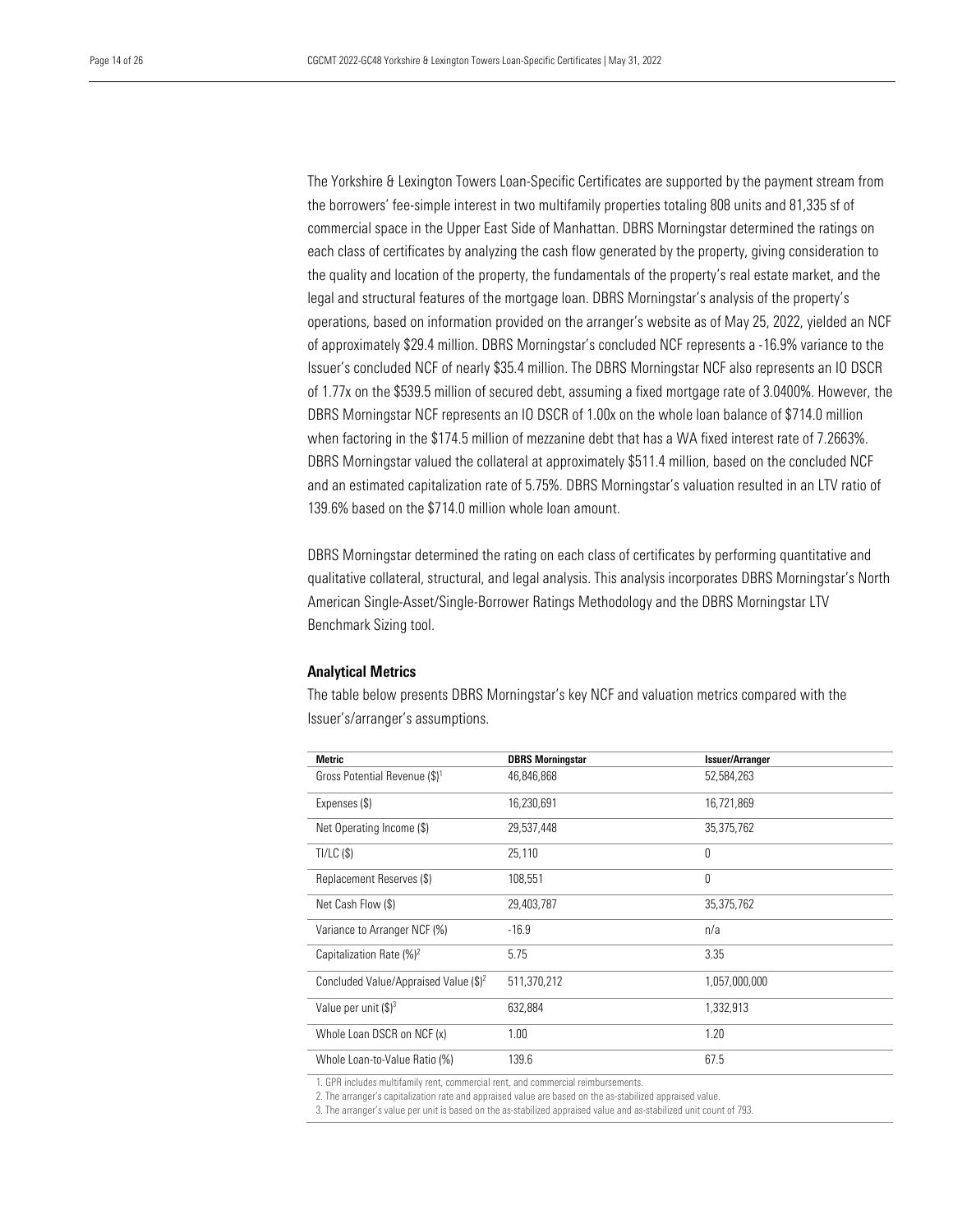The Yorkshire & Lexington Towers Loan-Specific Certificates are supported by the payment stream from the borrowers' fee-simple interest in two multifamily properties totaling 808 units and 81,335 sf of commercial space in the Upper East Side of Manhattan. DBRS Morningstar determined the ratings on each class of certificates by analyzing the cash flow generated by the property, giving consideration to the quality and location of the property, the fundamentals of the property's real estate market, and the legal and structural features of the mortgage loan. DBRS Morningstar's analysis of the property's operations, based on information provided on the arranger's website as of May 25, 2022, yielded an NCF of approximately $29.4 million. DBRS Morningstar's concluded NCF represents a -16.9% variance to the Issuer's concluded NCF of nearly $35.4 million. The DBRS Morningstar NCF also represents an IO DSCR of 1.77x on the $539.5 million of secured debt, assuming a fixed mortgage rate of 3.0400%. However, the DBRS Morningstar NCF represents an IO DSCR of 1.00x on the whole loan balance of $714.0 million when factoring in the $174.5 million of mezzanine debt that has a WA fixed interest rate of 7.2663%. DBRS Morningstar valued the collateral at approximately $511.4 million, based on the concluded NCF and an estimated capitalization rate of 5.75%. DBRS Morningstar's valuation resulted in an LTV ratio of 139.6% based on the $714.0 million whole loan amount.

DBRS Morningstar determined the rating on each class of certificates by performing quantitative and qualitative collateral, structural, and legal analysis. This analysis incorporates DBRS Morningstar's North American Single-Asset/Single-Borrower Ratings Methodology and the DBRS Morningstar LTV Benchmark Sizing tool.

### Analytical Metrics

The table below presents DBRS Morningstar's key NCF and valuation metrics compared with the Issuer's/arranger's assumptions.

| Metric | DBRS Morningstar | Issuer/Arranger |
|---|---|---|
| Gross Potential Revenue ($)[1] | 46,846,868 | 52,584,263 |
| Expenses ($) | 16,230,691 | 16,721,869 |
| Net Operating Income ($) | 29,537,448 | 35,375,762 |
| TI/LC ($) | 25,110 | 0 |
| Replacement Reserves ($) | 108,551 | 0 |
| Net Cash Flow ($) | 29,403,787 | 35,375,762 |
| Variance to Arranger NCF (%) | -16.9 | n/a |
| Capitalization Rate (%)[2] | 5.75 | 3.35 |
| Concluded Value/Appraised Value ($)[2] | 511,370,212 | 1,057,000,000 |
| Value per unit ($)[3] | 632,884 | 1,332,913 |
| Whole Loan DSCR on NCF (x) | 1.00 | 1.20 |
| Whole Loan-to-Value Ratio (%) | 139.6 | 67.5 |

1. GPR includes multifamily rent, commercial rent, and commercial reimbursements.
2. The arranger's capitalization rate and appraised value are based on the as-stabilized appraised value.
3. The arranger's value per unit is based on the as-stabilized appraised value and as-stabilized unit count of 793.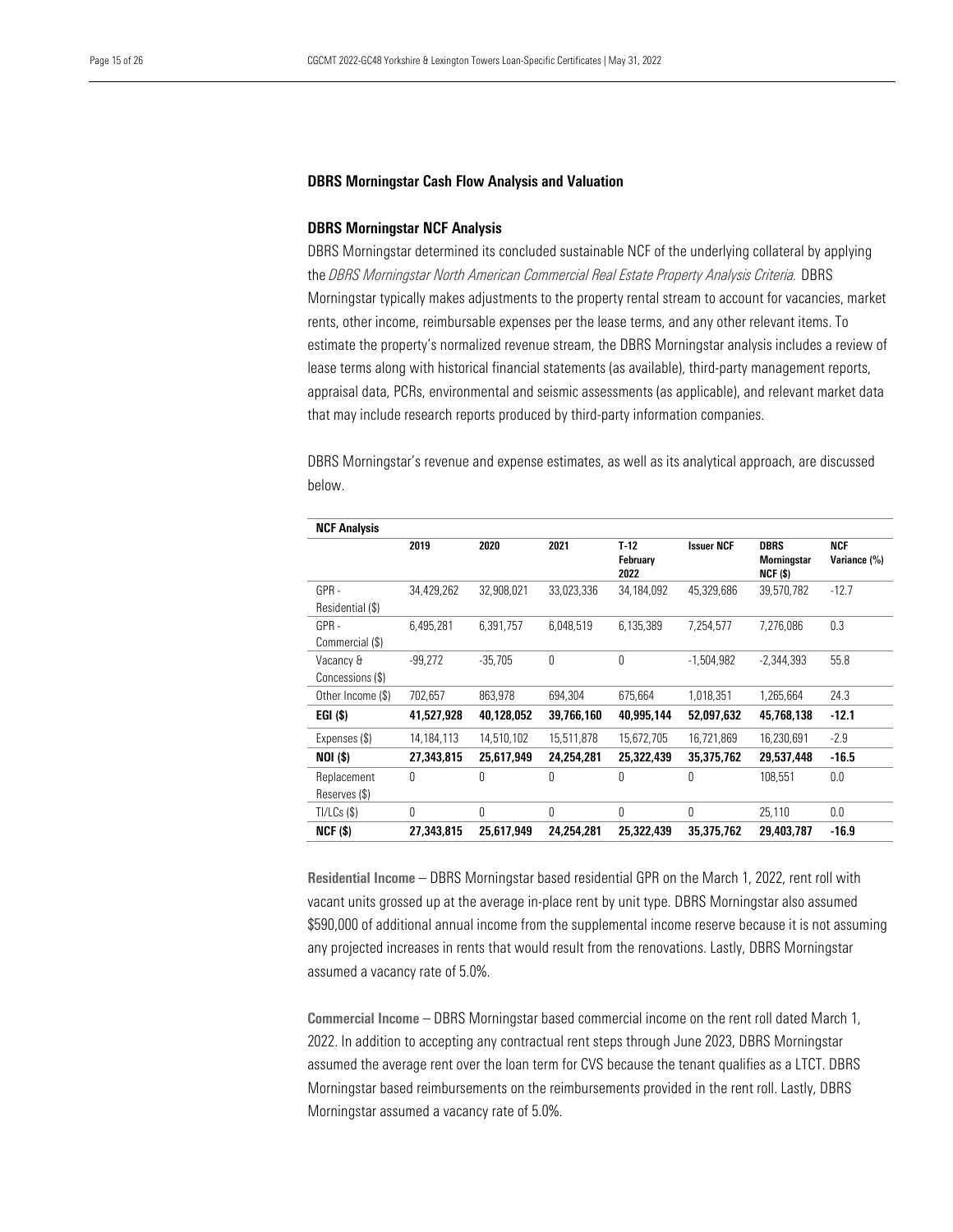## DBRS Morningstar Cash Flow Analysis and Valuation

### DBRS Morningstar NCF Analysis

DBRS Morningstar determined its concluded sustainable NCF of the underlying collateral by applying the *DBRS Morningstar North American Commercial Real Estate Property Analysis Criteria.* DBRS Morningstar typically makes adjustments to the property rental stream to account for vacancies, market rents, other income, reimbursable expenses per the lease terms, and any other relevant items. To estimate the property's normalized revenue stream, the DBRS Morningstar analysis includes a review of lease terms along with historical financial statements (as available), third-party management reports, appraisal data, PCRs, environmental and seismic assessments (as applicable), and relevant market data that may include research reports produced by third-party information companies.

DBRS Morningstar's revenue and expense estimates, as well as its analytical approach, are discussed below.

**NCF Analysis**

| | 2019 | 2020 | 2021 | T-12 February 2022 | Issuer NCF | DBRS Morningstar NCF ($) | NCF Variance (%) |
|---|---|---|---|---|---|---|---|
| GPR - Residential ($) | 34,429,262 | 32,908,021 | 33,023,336 | 34,184,092 | 45,329,686 | 39,570,782 | -12.7 |
| GPR - Commercial ($) | 6,495,281 | 6,391,757 | 6,048,519 | 6,135,389 | 7,254,577 | 7,276,086 | 0.3 |
| Vacancy & Concessions ($) | -99,272 | -35,705 | 0 | 0 | -1,504,982 | -2,344,393 | 55.8 |
| Other Income ($) | 702,657 | 863,978 | 694,304 | 675,664 | 1,018,351 | 1,265,664 | 24.3 |
| **EGI ($)** | **41,527,928** | **40,128,052** | **39,766,160** | **40,995,144** | **52,097,632** | **45,768,138** | **-12.1** |
| Expenses ($) | 14,184,113 | 14,510,102 | 15,511,878 | 15,672,705 | 16,721,869 | 16,230,691 | -2.9 |
| **NOI ($)** | **27,343,815** | **25,617,949** | **24,254,281** | **25,322,439** | **35,375,762** | **29,537,448** | **-16.5** |
| Replacement Reserves ($) | 0 | 0 | 0 | 0 | 0 | 108,551 | 0.0 |
| TI/LCs ($) | 0 | 0 | 0 | 0 | 0 | 25,110 | 0.0 |
| **NCF ($)** | **27,343,815** | **25,617,949** | **24,254,281** | **25,322,439** | **35,375,762** | **29,403,787** | **-16.9** |

**Residential Income** – DBRS Morningstar based residential GPR on the March 1, 2022, rent roll with vacant units grossed up at the average in-place rent by unit type. DBRS Morningstar also assumed $590,000 of additional annual income from the supplemental income reserve because it is not assuming any projected increases in rents that would result from the renovations. Lastly, DBRS Morningstar assumed a vacancy rate of 5.0%.

**Commercial Income** – DBRS Morningstar based commercial income on the rent roll dated March 1, 2022. In addition to accepting any contractual rent steps through June 2023, DBRS Morningstar assumed the average rent over the loan term for CVS because the tenant qualifies as a LTCT. DBRS Morningstar based reimbursements on the reimbursements provided in the rent roll. Lastly, DBRS Morningstar assumed a vacancy rate of 5.0%.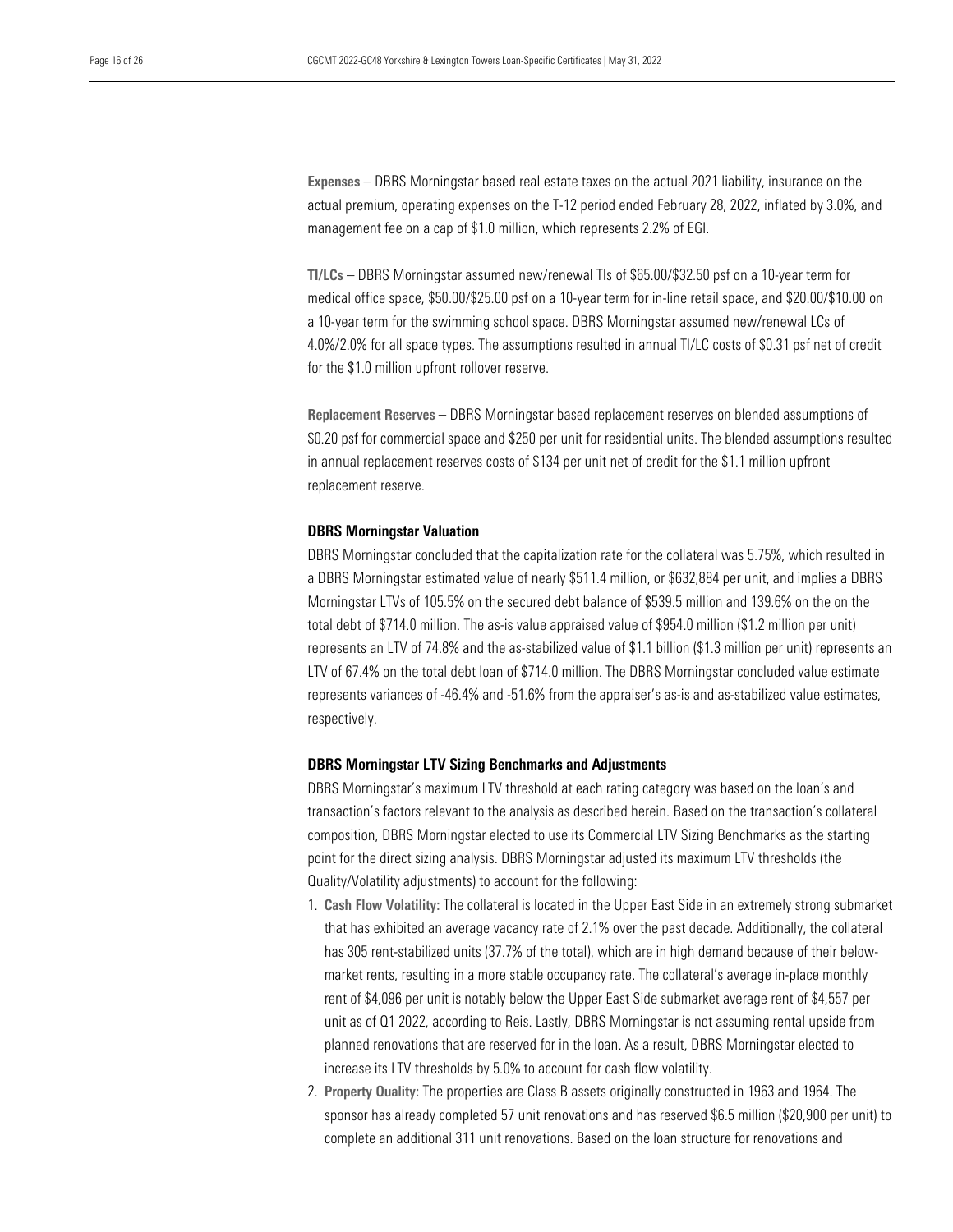**Expenses** – DBRS Morningstar based real estate taxes on the actual 2021 liability, insurance on the actual premium, operating expenses on the T-12 period ended February 28, 2022, inflated by 3.0%, and management fee on a cap of $1.0 million, which represents 2.2% of EGI.

**TI/LCs** – DBRS Morningstar assumed new/renewal TIs of $65.00/$32.50 psf on a 10-year term for medical office space, $50.00/$25.00 psf on a 10-year term for in-line retail space, and $20.00/$10.00 on a 10-year term for the swimming school space. DBRS Morningstar assumed new/renewal LCs of 4.0%/2.0% for all space types. The assumptions resulted in annual TI/LC costs of $0.31 psf net of credit for the $1.0 million upfront rollover reserve.

**Replacement Reserves** – DBRS Morningstar based replacement reserves on blended assumptions of $0.20 psf for commercial space and $250 per unit for residential units. The blended assumptions resulted in annual replacement reserves costs of $134 per unit net of credit for the $1.1 million upfront replacement reserve.

### DBRS Morningstar Valuation

DBRS Morningstar concluded that the capitalization rate for the collateral was 5.75%, which resulted in a DBRS Morningstar estimated value of nearly $511.4 million, or $632,884 per unit, and implies a DBRS Morningstar LTVs of 105.5% on the secured debt balance of $539.5 million and 139.6% on the on the total debt of $714.0 million. The as-is value appraised value of $954.0 million ($1.2 million per unit) represents an LTV of 74.8% and the as-stabilized value of $1.1 billion ($1.3 million per unit) represents an LTV of 67.4% on the total debt loan of $714.0 million. The DBRS Morningstar concluded value estimate represents variances of -46.4% and -51.6% from the appraiser's as-is and as-stabilized value estimates, respectively.

### DBRS Morningstar LTV Sizing Benchmarks and Adjustments

DBRS Morningstar's maximum LTV threshold at each rating category was based on the loan's and transaction's factors relevant to the analysis as described herein. Based on the transaction's collateral composition, DBRS Morningstar elected to use its Commercial LTV Sizing Benchmarks as the starting point for the direct sizing analysis. DBRS Morningstar adjusted its maximum LTV thresholds (the Quality/Volatility adjustments) to account for the following:

1. **Cash Flow Volatility:** The collateral is located in the Upper East Side in an extremely strong submarket that has exhibited an average vacancy rate of 2.1% over the past decade. Additionally, the collateral has 305 rent-stabilized units (37.7% of the total), which are in high demand because of their below-market rents, resulting in a more stable occupancy rate. The collateral's average in-place monthly rent of $4,096 per unit is notably below the Upper East Side submarket average rent of $4,557 per unit as of Q1 2022, according to Reis. Lastly, DBRS Morningstar is not assuming rental upside from planned renovations that are reserved for in the loan. As a result, DBRS Morningstar elected to increase its LTV thresholds by 5.0% to account for cash flow volatility.
2. **Property Quality:** The properties are Class B assets originally constructed in 1963 and 1964. The sponsor has already completed 57 unit renovations and has reserved $6.5 million ($20,900 per unit) to complete an additional 311 unit renovations. Based on the loan structure for renovations and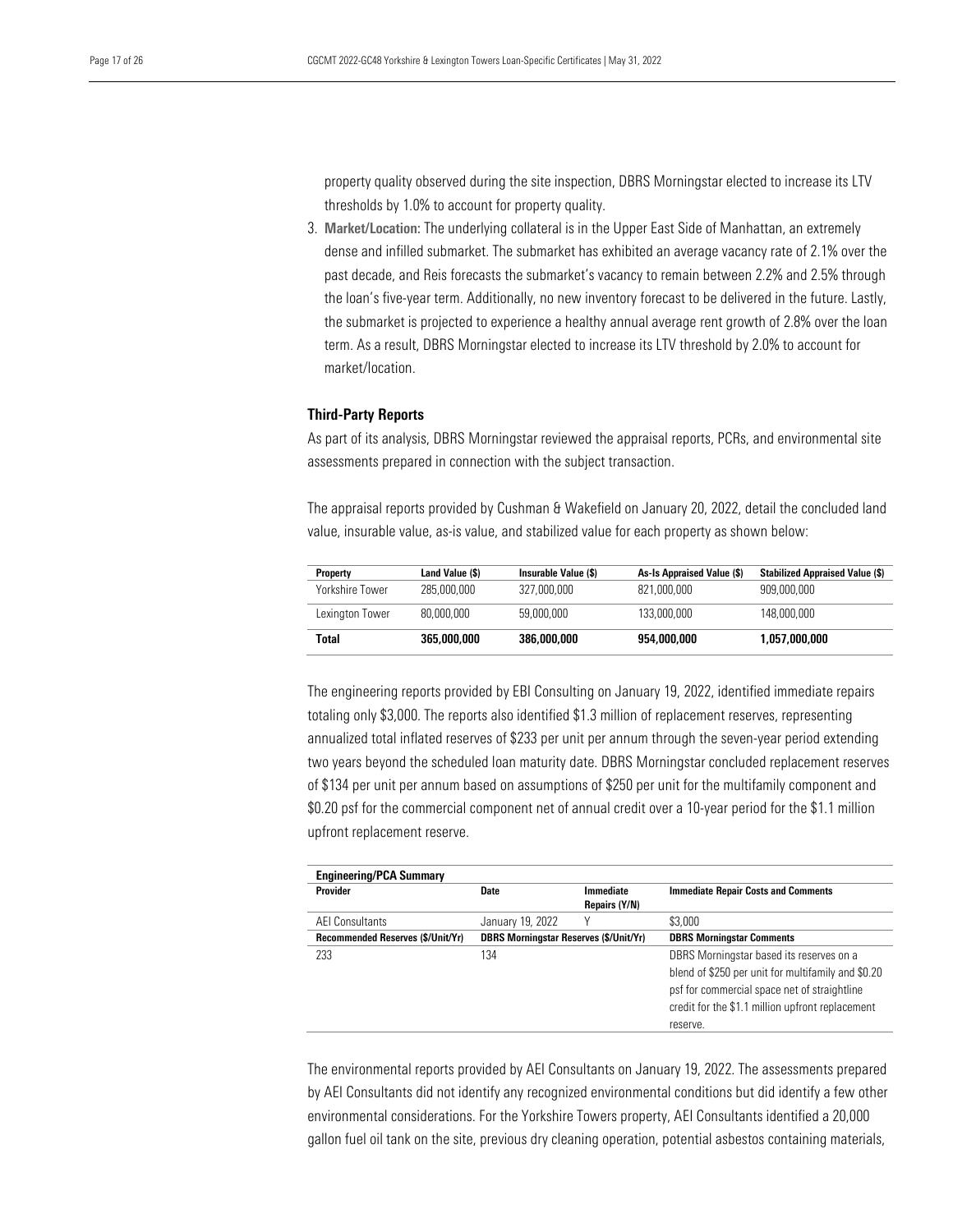property quality observed during the site inspection, DBRS Morningstar elected to increase its LTV thresholds by 1.0% to account for property quality.

3. **Market/Location:** The underlying collateral is in the Upper East Side of Manhattan, an extremely dense and infilled submarket. The submarket has exhibited an average vacancy rate of 2.1% over the past decade, and Reis forecasts the submarket's vacancy to remain between 2.2% and 2.5% through the loan's five-year term. Additionally, no new inventory forecast to be delivered in the future. Lastly, the submarket is projected to experience a healthy annual average rent growth of 2.8% over the loan term. As a result, DBRS Morningstar elected to increase its LTV threshold by 2.0% to account for market/location.

### Third-Party Reports

As part of its analysis, DBRS Morningstar reviewed the appraisal reports, PCRs, and environmental site assessments prepared in connection with the subject transaction.

The appraisal reports provided by Cushman & Wakefield on January 20, 2022, detail the concluded land value, insurable value, as-is value, and stabilized value for each property as shown below:

| Property | Land Value ($) | Insurable Value ($) | As-Is Appraised Value ($) | Stabilized Appraised Value ($) |
|---|---|---|---|---|
| Yorkshire Tower | 285,000,000 | 327,000,000 | 821,000,000 | 909,000,000 |
| Lexington Tower | 80,000,000 | 59,000,000 | 133,000,000 | 148,000,000 |
| **Total** | **365,000,000** | **386,000,000** | **954,000,000** | **1,057,000,000** |

The engineering reports provided by EBI Consulting on January 19, 2022, identified immediate repairs totaling only $3,000. The reports also identified $1.3 million of replacement reserves, representing annualized total inflated reserves of $233 per unit per annum through the seven-year period extending two years beyond the scheduled loan maturity date. DBRS Morningstar concluded replacement reserves of $134 per unit per annum based on assumptions of $250 per unit for the multifamily component and $0.20 psf for the commercial component net of annual credit over a 10-year period for the $1.1 million upfront replacement reserve.

| **Engineering/PCA Summary** | | | |
|---|---|---|---|
| **Provider** | **Date** | **Immediate Repairs (Y/N)** | **Immediate Repair Costs and Comments** |
| AEI Consultants | January 19, 2022 | Y | $3,000 |
| **Recommended Reserves ($/Unit/Yr)** | **DBRS Morningstar Reserves ($/Unit/Yr)** | | **DBRS Morningstar Comments** |
| 233 | 134 | | DBRS Morningstar based its reserves on a blend of $250 per unit for multifamily and $0.20 psf for commercial space net of straightline credit for the $1.1 million upfront replacement reserve. |

The environmental reports provided by AEI Consultants on January 19, 2022. The assessments prepared by AEI Consultants did not identify any recognized environmental conditions but did identify a few other environmental considerations. For the Yorkshire Towers property, AEI Consultants identified a 20,000 gallon fuel oil tank on the site, previous dry cleaning operation, potential asbestos containing materials,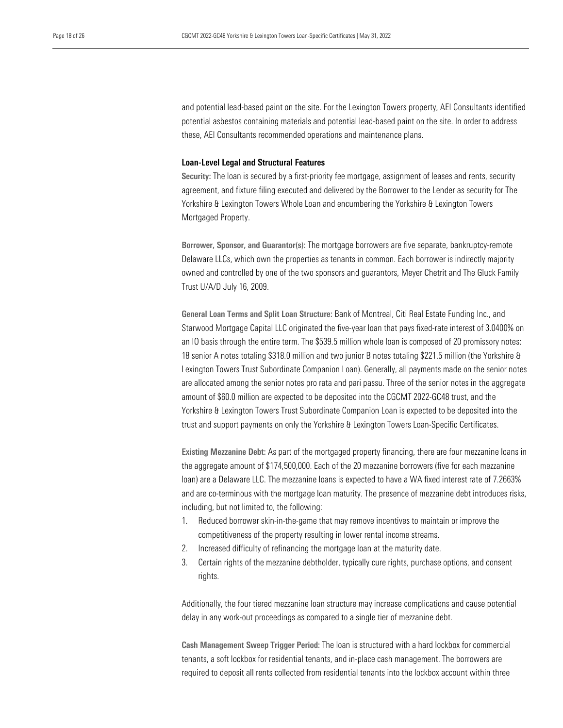and potential lead-based paint on the site. For the Lexington Towers property, AEI Consultants identified potential asbestos containing materials and potential lead-based paint on the site. In order to address these, AEI Consultants recommended operations and maintenance plans.

**Loan-Level Legal and Structural Features**

**Security:** The loan is secured by a first-priority fee mortgage, assignment of leases and rents, security agreement, and fixture filing executed and delivered by the Borrower to the Lender as security for The Yorkshire & Lexington Towers Whole Loan and encumbering the Yorkshire & Lexington Towers Mortgaged Property.

**Borrower, Sponsor, and Guarantor(s):** The mortgage borrowers are five separate, bankruptcy-remote Delaware LLCs, which own the properties as tenants in common. Each borrower is indirectly majority owned and controlled by one of the two sponsors and guarantors, Meyer Chetrit and The Gluck Family Trust U/A/D July 16, 2009.

**General Loan Terms and Split Loan Structure:** Bank of Montreal, Citi Real Estate Funding Inc., and Starwood Mortgage Capital LLC originated the five-year loan that pays fixed-rate interest of 3.0400% on an IO basis through the entire term. The $539.5 million whole loan is composed of 20 promissory notes: 18 senior A notes totaling $318.0 million and two junior B notes totaling $221.5 million (the Yorkshire & Lexington Towers Trust Subordinate Companion Loan). Generally, all payments made on the senior notes are allocated among the senior notes pro rata and pari passu. Three of the senior notes in the aggregate amount of $60.0 million are expected to be deposited into the CGCMT 2022-GC48 trust, and the Yorkshire & Lexington Towers Trust Subordinate Companion Loan is expected to be deposited into the trust and support payments on only the Yorkshire & Lexington Towers Loan-Specific Certificates.

**Existing Mezzanine Debt:** As part of the mortgaged property financing, there are four mezzanine loans in the aggregate amount of $174,500,000. Each of the 20 mezzanine borrowers (five for each mezzanine loan) are a Delaware LLC. The mezzanine loans is expected to have a WA fixed interest rate of 7.2663% and are co-terminous with the mortgage loan maturity. The presence of mezzanine debt introduces risks, including, but not limited to, the following:

1. Reduced borrower skin-in-the-game that may remove incentives to maintain or improve the competitiveness of the property resulting in lower rental income streams.
2. Increased difficulty of refinancing the mortgage loan at the maturity date.
3. Certain rights of the mezzanine debtholder, typically cure rights, purchase options, and consent rights.

Additionally, the four tiered mezzanine loan structure may increase complications and cause potential delay in any work-out proceedings as compared to a single tier of mezzanine debt.

**Cash Management Sweep Trigger Period:** The loan is structured with a hard lockbox for commercial tenants, a soft lockbox for residential tenants, and in-place cash management. The borrowers are required to deposit all rents collected from residential tenants into the lockbox account within three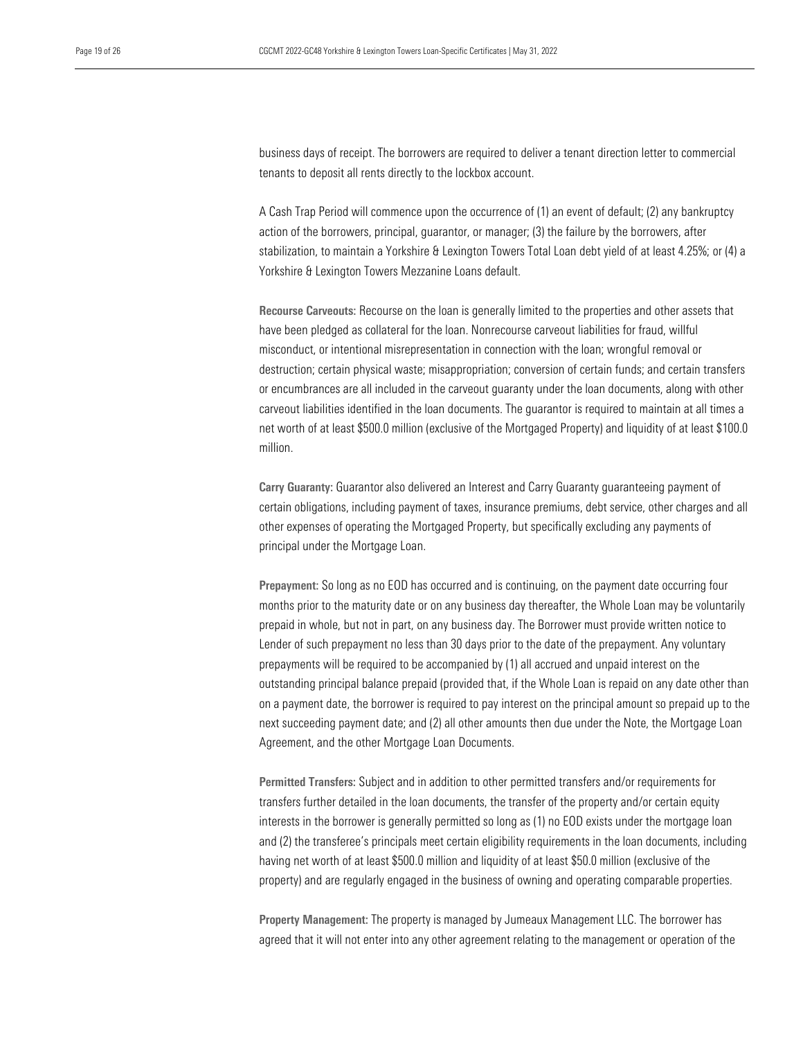business days of receipt. The borrowers are required to deliver a tenant direction letter to commercial tenants to deposit all rents directly to the lockbox account.

A Cash Trap Period will commence upon the occurrence of (1) an event of default; (2) any bankruptcy action of the borrowers, principal, guarantor, or manager; (3) the failure by the borrowers, after stabilization, to maintain a Yorkshire & Lexington Towers Total Loan debt yield of at least 4.25%; or (4) a Yorkshire & Lexington Towers Mezzanine Loans default.

**Recourse Carveouts:** Recourse on the loan is generally limited to the properties and other assets that have been pledged as collateral for the loan. Nonrecourse carveout liabilities for fraud, willful misconduct, or intentional misrepresentation in connection with the loan; wrongful removal or destruction; certain physical waste; misappropriation; conversion of certain funds; and certain transfers or encumbrances are all included in the carveout guaranty under the loan documents, along with other carveout liabilities identified in the loan documents. The guarantor is required to maintain at all times a net worth of at least $500.0 million (exclusive of the Mortgaged Property) and liquidity of at least $100.0 million.

**Carry Guaranty:** Guarantor also delivered an Interest and Carry Guaranty guaranteeing payment of certain obligations, including payment of taxes, insurance premiums, debt service, other charges and all other expenses of operating the Mortgaged Property, but specifically excluding any payments of principal under the Mortgage Loan.

**Prepayment:** So long as no EOD has occurred and is continuing, on the payment date occurring four months prior to the maturity date or on any business day thereafter, the Whole Loan may be voluntarily prepaid in whole, but not in part, on any business day. The Borrower must provide written notice to Lender of such prepayment no less than 30 days prior to the date of the prepayment. Any voluntary prepayments will be required to be accompanied by (1) all accrued and unpaid interest on the outstanding principal balance prepaid (provided that, if the Whole Loan is repaid on any date other than on a payment date, the borrower is required to pay interest on the principal amount so prepaid up to the next succeeding payment date; and (2) all other amounts then due under the Note, the Mortgage Loan Agreement, and the other Mortgage Loan Documents.

**Permitted Transfers:** Subject and in addition to other permitted transfers and/or requirements for transfers further detailed in the loan documents, the transfer of the property and/or certain equity interests in the borrower is generally permitted so long as (1) no EOD exists under the mortgage loan and (2) the transferee's principals meet certain eligibility requirements in the loan documents, including having net worth of at least $500.0 million and liquidity of at least $50.0 million (exclusive of the property) and are regularly engaged in the business of owning and operating comparable properties.

**Property Management:** The property is managed by Jumeaux Management LLC. The borrower has agreed that it will not enter into any other agreement relating to the management or operation of the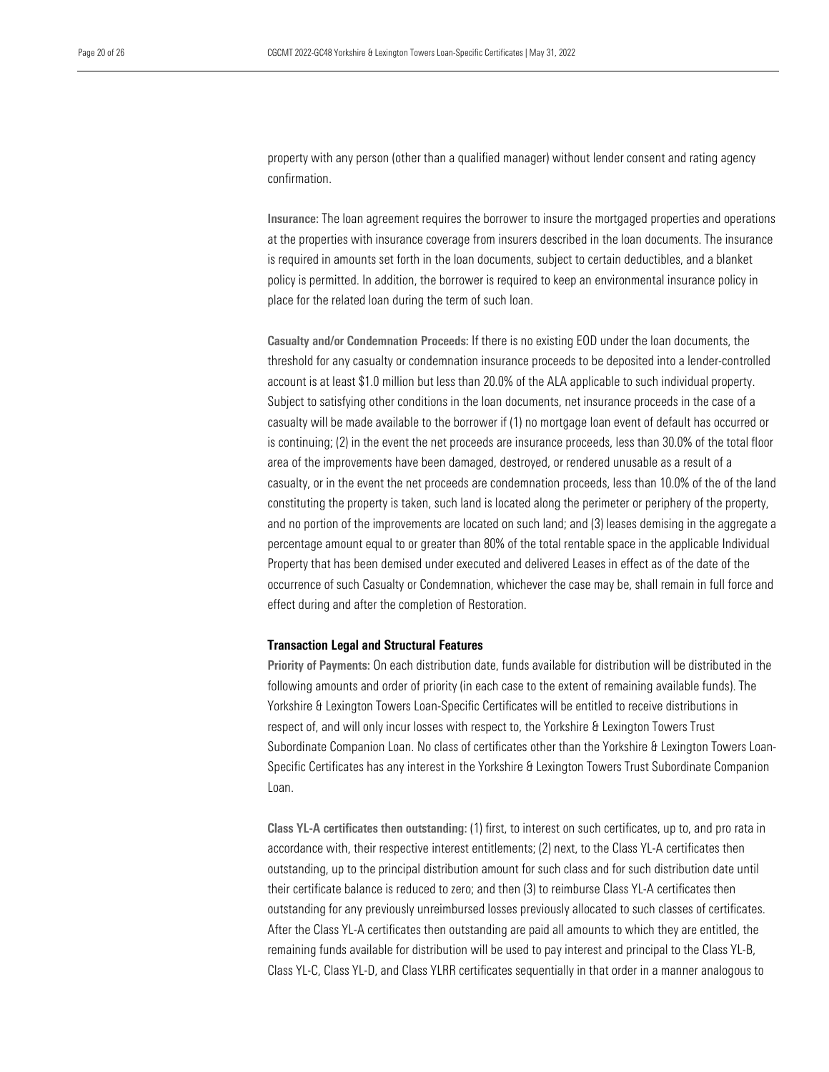property with any person (other than a qualified manager) without lender consent and rating agency confirmation.

**Insurance:** The loan agreement requires the borrower to insure the mortgaged properties and operations at the properties with insurance coverage from insurers described in the loan documents. The insurance is required in amounts set forth in the loan documents, subject to certain deductibles, and a blanket policy is permitted. In addition, the borrower is required to keep an environmental insurance policy in place for the related loan during the term of such loan.

**Casualty and/or Condemnation Proceeds:** If there is no existing EOD under the loan documents, the threshold for any casualty or condemnation insurance proceeds to be deposited into a lender-controlled account is at least $1.0 million but less than 20.0% of the ALA applicable to such individual property. Subject to satisfying other conditions in the loan documents, net insurance proceeds in the case of a casualty will be made available to the borrower if (1) no mortgage loan event of default has occurred or is continuing; (2) in the event the net proceeds are insurance proceeds, less than 30.0% of the total floor area of the improvements have been damaged, destroyed, or rendered unusable as a result of a casualty, or in the event the net proceeds are condemnation proceeds, less than 10.0% of the of the land constituting the property is taken, such land is located along the perimeter or periphery of the property, and no portion of the improvements are located on such land; and (3) leases demising in the aggregate a percentage amount equal to or greater than 80% of the total rentable space in the applicable Individual Property that has been demised under executed and delivered Leases in effect as of the date of the occurrence of such Casualty or Condemnation, whichever the case may be, shall remain in full force and effect during and after the completion of Restoration.

### Transaction Legal and Structural Features

**Priority of Payments:** On each distribution date, funds available for distribution will be distributed in the following amounts and order of priority (in each case to the extent of remaining available funds). The Yorkshire & Lexington Towers Loan-Specific Certificates will be entitled to receive distributions in respect of, and will only incur losses with respect to, the Yorkshire & Lexington Towers Trust Subordinate Companion Loan. No class of certificates other than the Yorkshire & Lexington Towers Loan-Specific Certificates has any interest in the Yorkshire & Lexington Towers Trust Subordinate Companion Loan.

**Class YL-A certificates then outstanding:** (1) first, to interest on such certificates, up to, and pro rata in accordance with, their respective interest entitlements; (2) next, to the Class YL-A certificates then outstanding, up to the principal distribution amount for such class and for such distribution date until their certificate balance is reduced to zero; and then (3) to reimburse Class YL-A certificates then outstanding for any previously unreimbursed losses previously allocated to such classes of certificates. After the Class YL-A certificates then outstanding are paid all amounts to which they are entitled, the remaining funds available for distribution will be used to pay interest and principal to the Class YL-B, Class YL-C, Class YL-D, and Class YLRR certificates sequentially in that order in a manner analogous to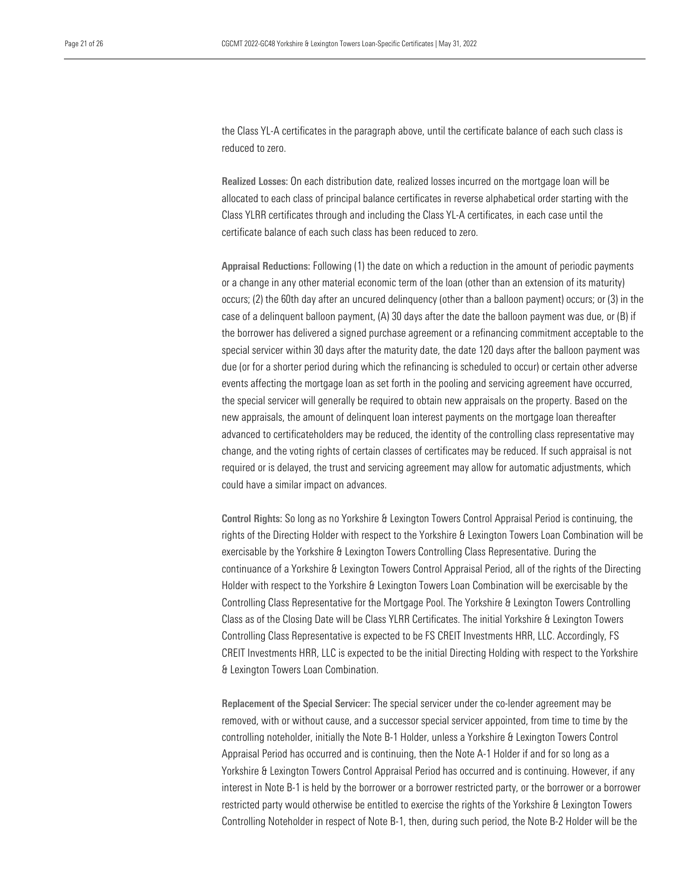the Class YL-A certificates in the paragraph above, until the certificate balance of each such class is reduced to zero.

**Realized Losses:** On each distribution date, realized losses incurred on the mortgage loan will be allocated to each class of principal balance certificates in reverse alphabetical order starting with the Class YLRR certificates through and including the Class YL-A certificates, in each case until the certificate balance of each such class has been reduced to zero.

**Appraisal Reductions:** Following (1) the date on which a reduction in the amount of periodic payments or a change in any other material economic term of the loan (other than an extension of its maturity) occurs; (2) the 60th day after an uncured delinquency (other than a balloon payment) occurs; or (3) in the case of a delinquent balloon payment, (A) 30 days after the date the balloon payment was due, or (B) if the borrower has delivered a signed purchase agreement or a refinancing commitment acceptable to the special servicer within 30 days after the maturity date, the date 120 days after the balloon payment was due (or for a shorter period during which the refinancing is scheduled to occur) or certain other adverse events affecting the mortgage loan as set forth in the pooling and servicing agreement have occurred, the special servicer will generally be required to obtain new appraisals on the property. Based on the new appraisals, the amount of delinquent loan interest payments on the mortgage loan thereafter advanced to certificateholders may be reduced, the identity of the controlling class representative may change, and the voting rights of certain classes of certificates may be reduced. If such appraisal is not required or is delayed, the trust and servicing agreement may allow for automatic adjustments, which could have a similar impact on advances.

**Control Rights:** So long as no Yorkshire & Lexington Towers Control Appraisal Period is continuing, the rights of the Directing Holder with respect to the Yorkshire & Lexington Towers Loan Combination will be exercisable by the Yorkshire & Lexington Towers Controlling Class Representative. During the continuance of a Yorkshire & Lexington Towers Control Appraisal Period, all of the rights of the Directing Holder with respect to the Yorkshire & Lexington Towers Loan Combination will be exercisable by the Controlling Class Representative for the Mortgage Pool. The Yorkshire & Lexington Towers Controlling Class as of the Closing Date will be Class YLRR Certificates. The initial Yorkshire & Lexington Towers Controlling Class Representative is expected to be FS CREIT Investments HRR, LLC. Accordingly, FS CREIT Investments HRR, LLC is expected to be the initial Directing Holding with respect to the Yorkshire & Lexington Towers Loan Combination.

**Replacement of the Special Servicer:** The special servicer under the co-lender agreement may be removed, with or without cause, and a successor special servicer appointed, from time to time by the controlling noteholder, initially the Note B-1 Holder, unless a Yorkshire & Lexington Towers Control Appraisal Period has occurred and is continuing, then the Note A-1 Holder if and for so long as a Yorkshire & Lexington Towers Control Appraisal Period has occurred and is continuing. However, if any interest in Note B-1 is held by the borrower or a borrower restricted party, or the borrower or a borrower restricted party would otherwise be entitled to exercise the rights of the Yorkshire & Lexington Towers Controlling Noteholder in respect of Note B-1, then, during such period, the Note B-2 Holder will be the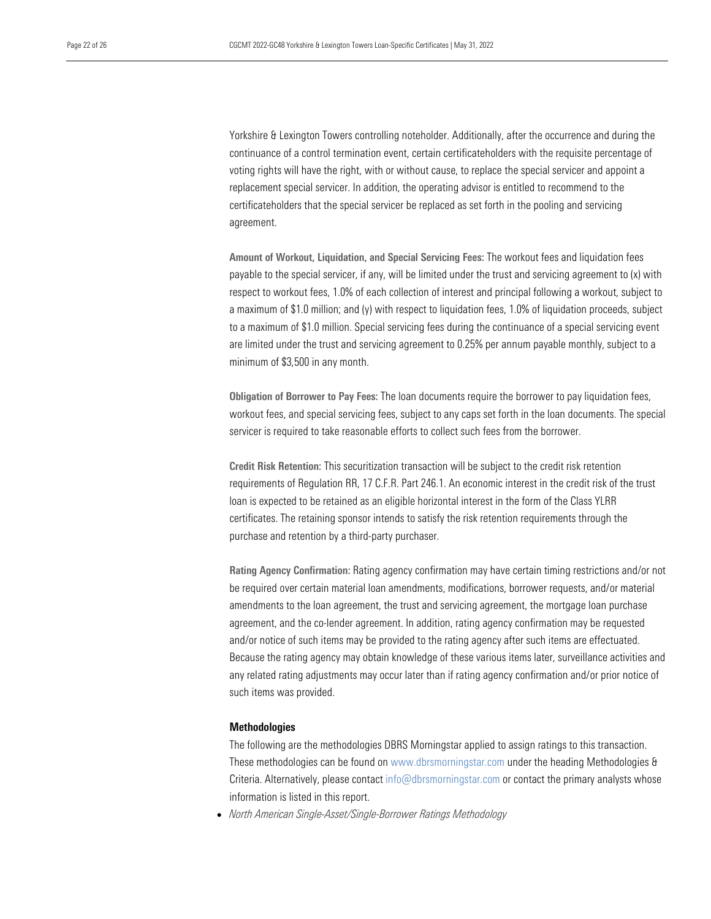Yorkshire & Lexington Towers controlling noteholder. Additionally, after the occurrence and during the continuance of a control termination event, certain certificateholders with the requisite percentage of voting rights will have the right, with or without cause, to replace the special servicer and appoint a replacement special servicer. In addition, the operating advisor is entitled to recommend to the certificateholders that the special servicer be replaced as set forth in the pooling and servicing agreement.

**Amount of Workout, Liquidation, and Special Servicing Fees:** The workout fees and liquidation fees payable to the special servicer, if any, will be limited under the trust and servicing agreement to (x) with respect to workout fees, 1.0% of each collection of interest and principal following a workout, subject to a maximum of $1.0 million; and (y) with respect to liquidation fees, 1.0% of liquidation proceeds, subject to a maximum of $1.0 million. Special servicing fees during the continuance of a special servicing event are limited under the trust and servicing agreement to 0.25% per annum payable monthly, subject to a minimum of $3,500 in any month.

**Obligation of Borrower to Pay Fees:** The loan documents require the borrower to pay liquidation fees, workout fees, and special servicing fees, subject to any caps set forth in the loan documents. The special servicer is required to take reasonable efforts to collect such fees from the borrower.

**Credit Risk Retention:** This securitization transaction will be subject to the credit risk retention requirements of Regulation RR, 17 C.F.R. Part 246.1. An economic interest in the credit risk of the trust loan is expected to be retained as an eligible horizontal interest in the form of the Class YLRR certificates. The retaining sponsor intends to satisfy the risk retention requirements through the purchase and retention by a third-party purchaser.

**Rating Agency Confirmation:** Rating agency confirmation may have certain timing restrictions and/or not be required over certain material loan amendments, modifications, borrower requests, and/or material amendments to the loan agreement, the trust and servicing agreement, the mortgage loan purchase agreement, and the co-lender agreement. In addition, rating agency confirmation may be requested and/or notice of such items may be provided to the rating agency after such items are effectuated. Because the rating agency may obtain knowledge of these various items later, surveillance activities and any related rating adjustments may occur later than if rating agency confirmation and/or prior notice of such items was provided.

## Methodologies

The following are the methodologies DBRS Morningstar applied to assign ratings to this transaction. These methodologies can be found on www.dbrsmorningstar.com under the heading Methodologies & Criteria. Alternatively, please contact info@dbrsmorningstar.com or contact the primary analysts whose information is listed in this report.

- *North American Single-Asset/Single-Borrower Ratings Methodology*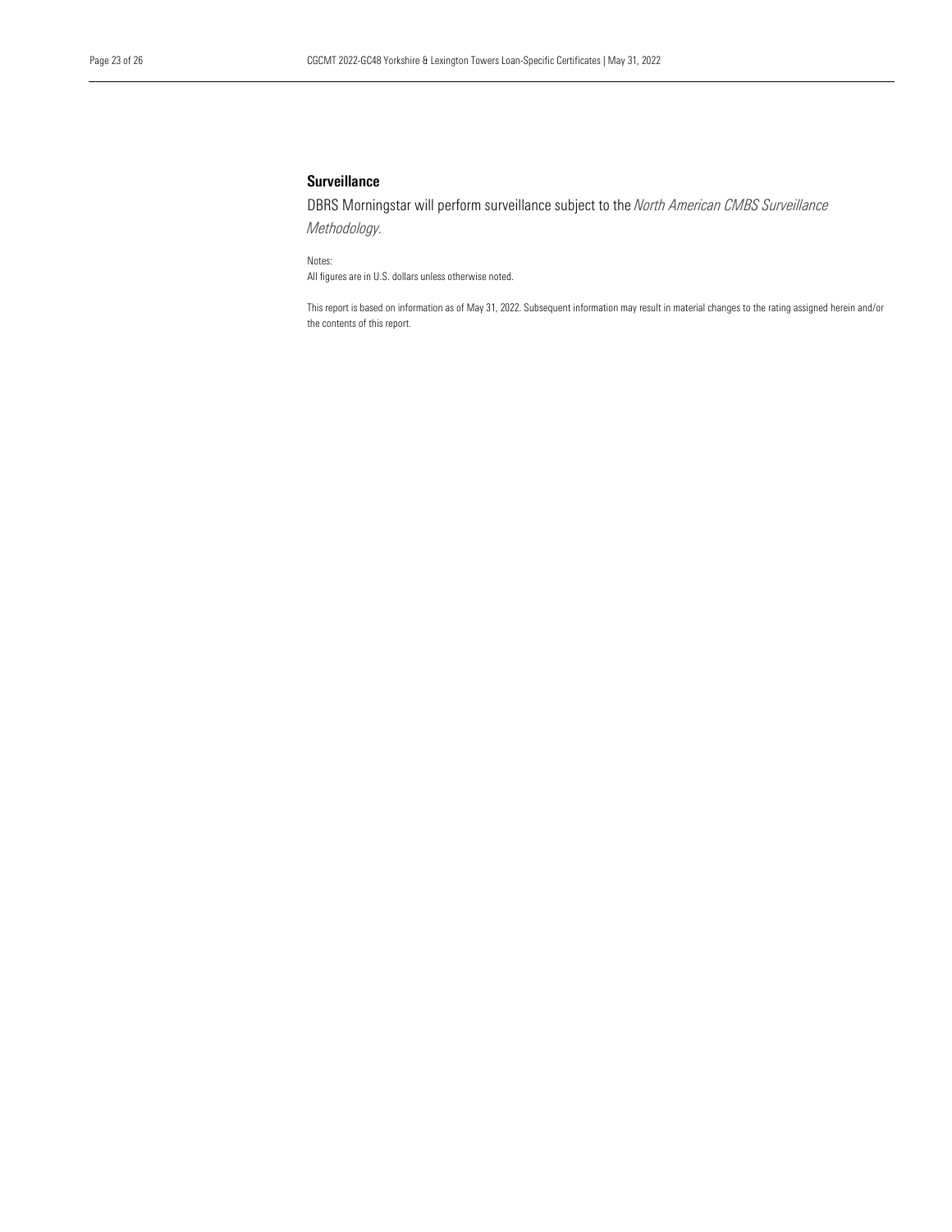## Surveillance

DBRS Morningstar will perform surveillance subject to the *North American CMBS Surveillance Methodology.*

Notes:
All figures are in U.S. dollars unless otherwise noted.

This report is based on information as of May 31, 2022. Subsequent information may result in material changes to the rating assigned herein and/or the contents of this report.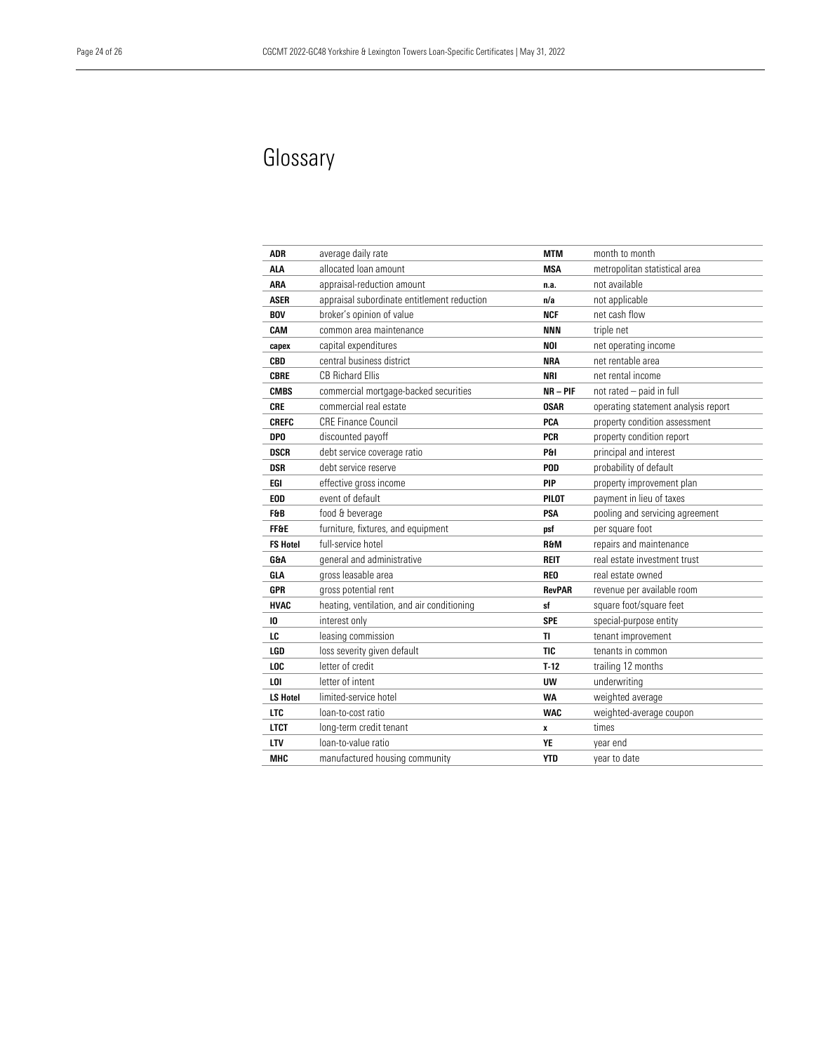# Glossary

| | | | |
|---|---|---|---|
| **ADR** | average daily rate | **MTM** | month to month |
| **ALA** | allocated loan amount | **MSA** | metropolitan statistical area |
| **ARA** | appraisal-reduction amount | **n.a.** | not available |
| **ASER** | appraisal subordinate entitlement reduction | **n/a** | not applicable |
| **BOV** | broker's opinion of value | **NCF** | net cash flow |
| **CAM** | common area maintenance | **NNN** | triple net |
| **capex** | capital expenditures | **NOI** | net operating income |
| **CBD** | central business district | **NRA** | net rentable area |
| **CBRE** | CB Richard Ellis | **NRI** | net rental income |
| **CMBS** | commercial mortgage-backed securities | **NR – PIF** | not rated – paid in full |
| **CRE** | commercial real estate | **OSAR** | operating statement analysis report |
| **CREFC** | CRE Finance Council | **PCA** | property condition assessment |
| **DPO** | discounted payoff | **PCR** | property condition report |
| **DSCR** | debt service coverage ratio | **P&I** | principal and interest |
| **DSR** | debt service reserve | **POD** | probability of default |
| **EGI** | effective gross income | **PIP** | property improvement plan |
| **EOD** | event of default | **PILOT** | payment in lieu of taxes |
| **F&B** | food & beverage | **PSA** | pooling and servicing agreement |
| **FF&E** | furniture, fixtures, and equipment | **psf** | per square foot |
| **FS Hotel** | full-service hotel | **R&M** | repairs and maintenance |
| **G&A** | general and administrative | **REIT** | real estate investment trust |
| **GLA** | gross leasable area | **REO** | real estate owned |
| **GPR** | gross potential rent | **RevPAR** | revenue per available room |
| **HVAC** | heating, ventilation, and air conditioning | **sf** | square foot/square feet |
| **IO** | interest only | **SPE** | special-purpose entity |
| **LC** | leasing commission | **TI** | tenant improvement |
| **LGD** | loss severity given default | **TIC** | tenants in common |
| **LOC** | letter of credit | **T-12** | trailing 12 months |
| **LOI** | letter of intent | **UW** | underwriting |
| **LS Hotel** | limited-service hotel | **WA** | weighted average |
| **LTC** | loan-to-cost ratio | **WAC** | weighted-average coupon |
| **LTCT** | long-term credit tenant | **x** | times |
| **LTV** | loan-to-value ratio | **YE** | year end |
| **MHC** | manufactured housing community | **YTD** | year to date |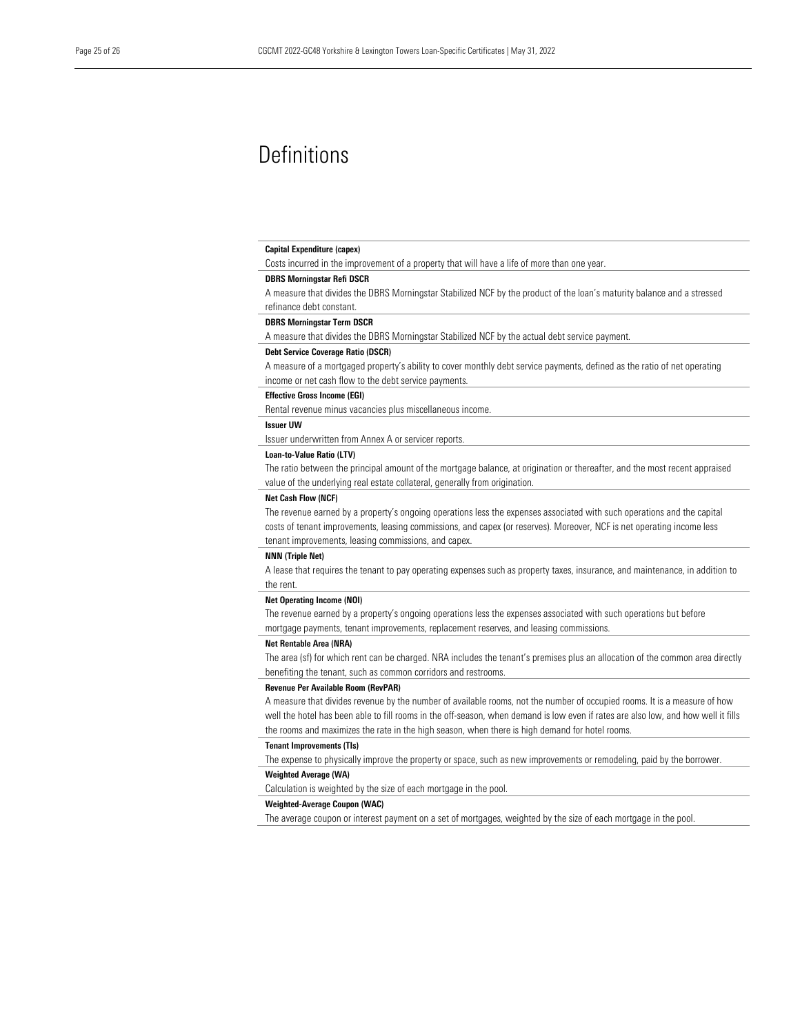# Definitions

**Capital Expenditure (capex)**

Costs incurred in the improvement of a property that will have a life of more than one year.

**DBRS Morningstar Refi DSCR**

A measure that divides the DBRS Morningstar Stabilized NCF by the product of the loan's maturity balance and a stressed refinance debt constant.

**DBRS Morningstar Term DSCR**

A measure that divides the DBRS Morningstar Stabilized NCF by the actual debt service payment.

**Debt Service Coverage Ratio (DSCR)**

A measure of a mortgaged property's ability to cover monthly debt service payments, defined as the ratio of net operating income or net cash flow to the debt service payments.

**Effective Gross Income (EGI)**

Rental revenue minus vacancies plus miscellaneous income.

**Issuer UW**

Issuer underwritten from Annex A or servicer reports.

**Loan-to-Value Ratio (LTV)**

The ratio between the principal amount of the mortgage balance, at origination or thereafter, and the most recent appraised value of the underlying real estate collateral, generally from origination.

**Net Cash Flow (NCF)**

The revenue earned by a property's ongoing operations less the expenses associated with such operations and the capital costs of tenant improvements, leasing commissions, and capex (or reserves). Moreover, NCF is net operating income less tenant improvements, leasing commissions, and capex.

**NNN (Triple Net)**

A lease that requires the tenant to pay operating expenses such as property taxes, insurance, and maintenance, in addition to the rent.

**Net Operating Income (NOI)**

The revenue earned by a property's ongoing operations less the expenses associated with such operations but before mortgage payments, tenant improvements, replacement reserves, and leasing commissions.

**Net Rentable Area (NRA)**

The area (sf) for which rent can be charged. NRA includes the tenant's premises plus an allocation of the common area directly benefiting the tenant, such as common corridors and restrooms.

**Revenue Per Available Room (RevPAR)**

A measure that divides revenue by the number of available rooms, not the number of occupied rooms. It is a measure of how well the hotel has been able to fill rooms in the off-season, when demand is low even if rates are also low, and how well it fills the rooms and maximizes the rate in the high season, when there is high demand for hotel rooms.

**Tenant Improvements (TIs)**

The expense to physically improve the property or space, such as new improvements or remodeling, paid by the borrower.

**Weighted Average (WA)**

Calculation is weighted by the size of each mortgage in the pool.

**Weighted-Average Coupon (WAC)**

The average coupon or interest payment on a set of mortgages, weighted by the size of each mortgage in the pool.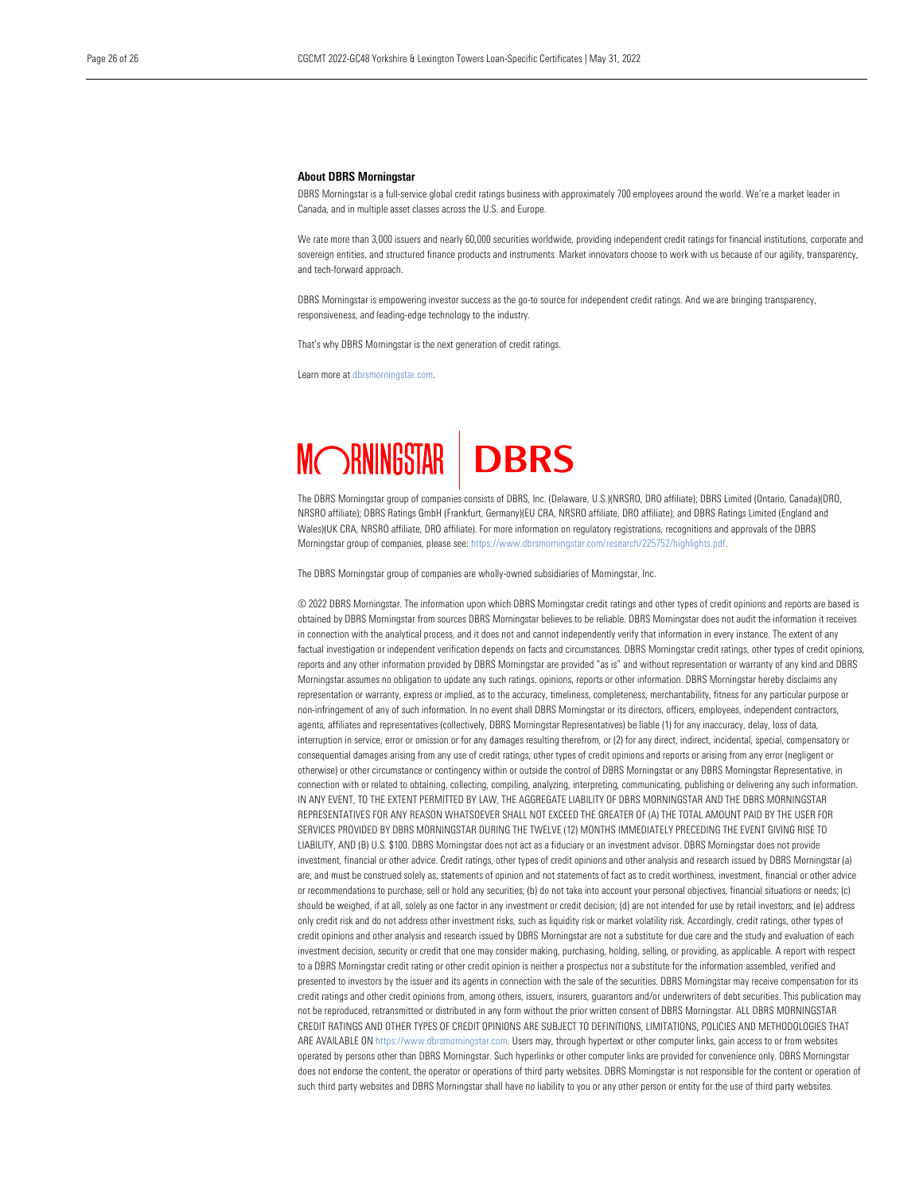**About DBRS Morningstar**

DBRS Morningstar is a full-service global credit ratings business with approximately 700 employees around the world. We're a market leader in Canada, and in multiple asset classes across the U.S. and Europe.

We rate more than 3,000 issuers and nearly 60,000 securities worldwide, providing independent credit ratings for financial institutions, corporate and sovereign entities, and structured finance products and instruments. Market innovators choose to work with us because of our agility, transparency, and tech-forward approach.

DBRS Morningstar is empowering investor success as the go-to source for independent credit ratings. And we are bringing transparency, responsiveness, and leading-edge technology to the industry.

That's why DBRS Morningstar is the next generation of credit ratings.

Learn more at dbrsmorningstar.com.

MORNINGSTAR | DBRS

The DBRS Morningstar group of companies consists of DBRS, Inc. (Delaware, U.S.)(NRSRO, DRO affiliate); DBRS Limited (Ontario, Canada)(DRO, NRSRO affiliate); DBRS Ratings GmbH (Frankfurt, Germany)(EU CRA, NRSRO affiliate, DRO affiliate); and DBRS Ratings Limited (England and Wales)(UK CRA, NRSRO affiliate, DRO affiliate). For more information on regulatory registrations, recognitions and approvals of the DBRS Morningstar group of companies, please see: https://www.dbrsmorningstar.com/research/225752/highlights.pdf.

The DBRS Morningstar group of companies are wholly-owned subsidiaries of Morningstar, Inc.

© 2022 DBRS Morningstar. The information upon which DBRS Morningstar credit ratings and other types of credit opinions and reports are based is obtained by DBRS Morningstar from sources DBRS Morningstar believes to be reliable. DBRS Morningstar does not audit the information it receives in connection with the analytical process, and it does not and cannot independently verify that information in every instance. The extent of any factual investigation or independent verification depends on facts and circumstances. DBRS Morningstar credit ratings, other types of credit opinions, reports and any other information provided by DBRS Morningstar are provided "as is" and without representation or warranty of any kind and DBRS Morningstar assumes no obligation to update any such ratings, opinions, reports or other information. DBRS Morningstar hereby disclaims any representation or warranty, express or implied, as to the accuracy, timeliness, completeness, merchantability, fitness for any particular purpose or non-infringement of any of such information. In no event shall DBRS Morningstar or its directors, officers, employees, independent contractors, agents, affiliates and representatives (collectively, DBRS Morningstar Representatives) be liable (1) for any inaccuracy, delay, loss of data, interruption in service, error or omission or for any damages resulting therefrom, or (2) for any direct, indirect, incidental, special, compensatory or consequential damages arising from any use of credit ratings, other types of credit opinions and reports or arising from any error (negligent or otherwise) or other circumstance or contingency within or outside the control of DBRS Morningstar or any DBRS Morningstar Representative, in connection with or related to obtaining, collecting, compiling, analyzing, interpreting, communicating, publishing or delivering any such information. IN ANY EVENT, TO THE EXTENT PERMITTED BY LAW, THE AGGREGATE LIABILITY OF DBRS MORNINGSTAR AND THE DBRS MORNINGSTAR REPRESENTATIVES FOR ANY REASON WHATSOEVER SHALL NOT EXCEED THE GREATER OF (A) THE TOTAL AMOUNT PAID BY THE USER FOR SERVICES PROVIDED BY DBRS MORNINGSTAR DURING THE TWELVE (12) MONTHS IMMEDIATELY PRECEDING THE EVENT GIVING RISE TO LIABILITY, AND (B) U.S. $100. DBRS Morningstar does not act as a fiduciary or an investment advisor. DBRS Morningstar does not provide investment, financial or other advice. Credit ratings, other types of credit opinions and other analysis and research issued by DBRS Morningstar (a) are, and must be construed solely as, statements of opinion and not statements of fact as to credit worthiness, investment, financial or other advice or recommendations to purchase, sell or hold any securities; (b) do not take into account your personal objectives, financial situations or needs; (c) should be weighed, if at all, solely as one factor in any investment or credit decision; (d) are not intended for use by retail investors; and (e) address only credit risk and do not address other investment risks, such as liquidity risk or market volatility risk. Accordingly, credit ratings, other types of credit opinions and other analysis and research issued by DBRS Morningstar are not a substitute for due care and the study and evaluation of each investment decision, security or credit that one may consider making, purchasing, holding, selling, or providing, as applicable. A report with respect to a DBRS Morningstar credit rating or other credit opinion is neither a prospectus nor a substitute for the information assembled, verified and presented to investors by the issuer and its agents in connection with the sale of the securities. DBRS Morningstar may receive compensation for its credit ratings and other credit opinions from, among others, issuers, insurers, guarantors and/or underwriters of debt securities. This publication may not be reproduced, retransmitted or distributed in any form without the prior written consent of DBRS Morningstar. ALL DBRS MORNINGSTAR CREDIT RATINGS AND OTHER TYPES OF CREDIT OPINIONS ARE SUBJECT TO DEFINITIONS, LIMITATIONS, POLICIES AND METHODOLOGIES THAT ARE AVAILABLE ON https://www.dbrsmorningstar.com. Users may, through hypertext or other computer links, gain access to or from websites operated by persons other than DBRS Morningstar. Such hyperlinks or other computer links are provided for convenience only. DBRS Morningstar does not endorse the content, the operator or operations of third party websites. DBRS Morningstar is not responsible for the content or operation of such third party websites and DBRS Morningstar shall have no liability to you or any other person or entity for the use of third party websites.